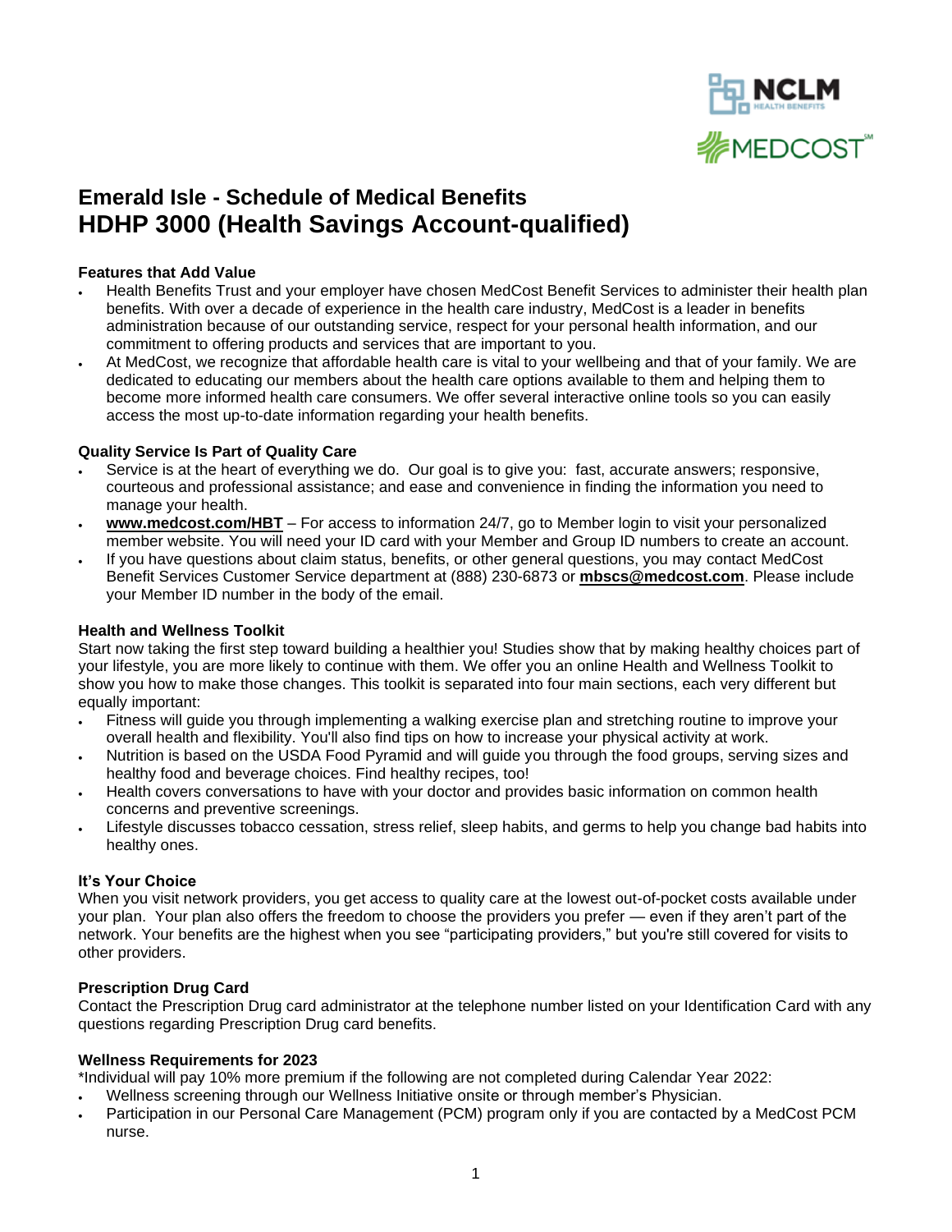# Emerald Isle - Schedule of Medical Benefits
# HDHP 3000 (Health Savings Account-qualified)

### Features that Add Value

- Health Benefits Trust and your employer have chosen MedCost Benefit Services to administer their health plan benefits. With over a decade of experience in the health care industry, MedCost is a leader in benefits administration because of our outstanding service, respect for your personal health information, and our commitment to offering products and services that are important to you.
- At MedCost, we recognize that affordable health care is vital to your wellbeing and that of your family. We are dedicated to educating our members about the health care options available to them and helping them to become more informed health care consumers. We offer several interactive online tools so you can easily access the most up-to-date information regarding your health benefits.

### Quality Service Is Part of Quality Care

- Service is at the heart of everything we do. Our goal is to give you: fast, accurate answers; responsive, courteous and professional assistance; and ease and convenience in finding the information you need to manage your health.
- **www.medcost.com/HBT** – For access to information 24/7, go to Member login to visit your personalized member website. You will need your ID card with your Member and Group ID numbers to create an account.
- If you have questions about claim status, benefits, or other general questions, you may contact MedCost Benefit Services Customer Service department at (888) 230-6873 or **mbscs@medcost.com**. Please include your Member ID number in the body of the email.

### Health and Wellness Toolkit

Start now taking the first step toward building a healthier you! Studies show that by making healthy choices part of your lifestyle, you are more likely to continue with them. We offer you an online Health and Wellness Toolkit to show you how to make those changes. This toolkit is separated into four main sections, each very different but equally important:

- Fitness will guide you through implementing a walking exercise plan and stretching routine to improve your overall health and flexibility. You'll also find tips on how to increase your physical activity at work.
- Nutrition is based on the USDA Food Pyramid and will guide you through the food groups, serving sizes and healthy food and beverage choices. Find healthy recipes, too!
- Health covers conversations to have with your doctor and provides basic information on common health concerns and preventive screenings.
- Lifestyle discusses tobacco cessation, stress relief, sleep habits, and germs to help you change bad habits into healthy ones.

### It's Your Choice

When you visit network providers, you get access to quality care at the lowest out-of-pocket costs available under your plan. Your plan also offers the freedom to choose the providers you prefer — even if they aren't part of the network. Your benefits are the highest when you see "participating providers," but you're still covered for visits to other providers.

### Prescription Drug Card

Contact the Prescription Drug card administrator at the telephone number listed on your Identification Card with any questions regarding Prescription Drug card benefits.

### Wellness Requirements for 2023

*Individual will pay 10% more premium if the following are not completed during Calendar Year 2022:

- Wellness screening through our Wellness Initiative onsite or through member's Physician.
- Participation in our Personal Care Management (PCM) program only if you are contacted by a MedCost PCM nurse.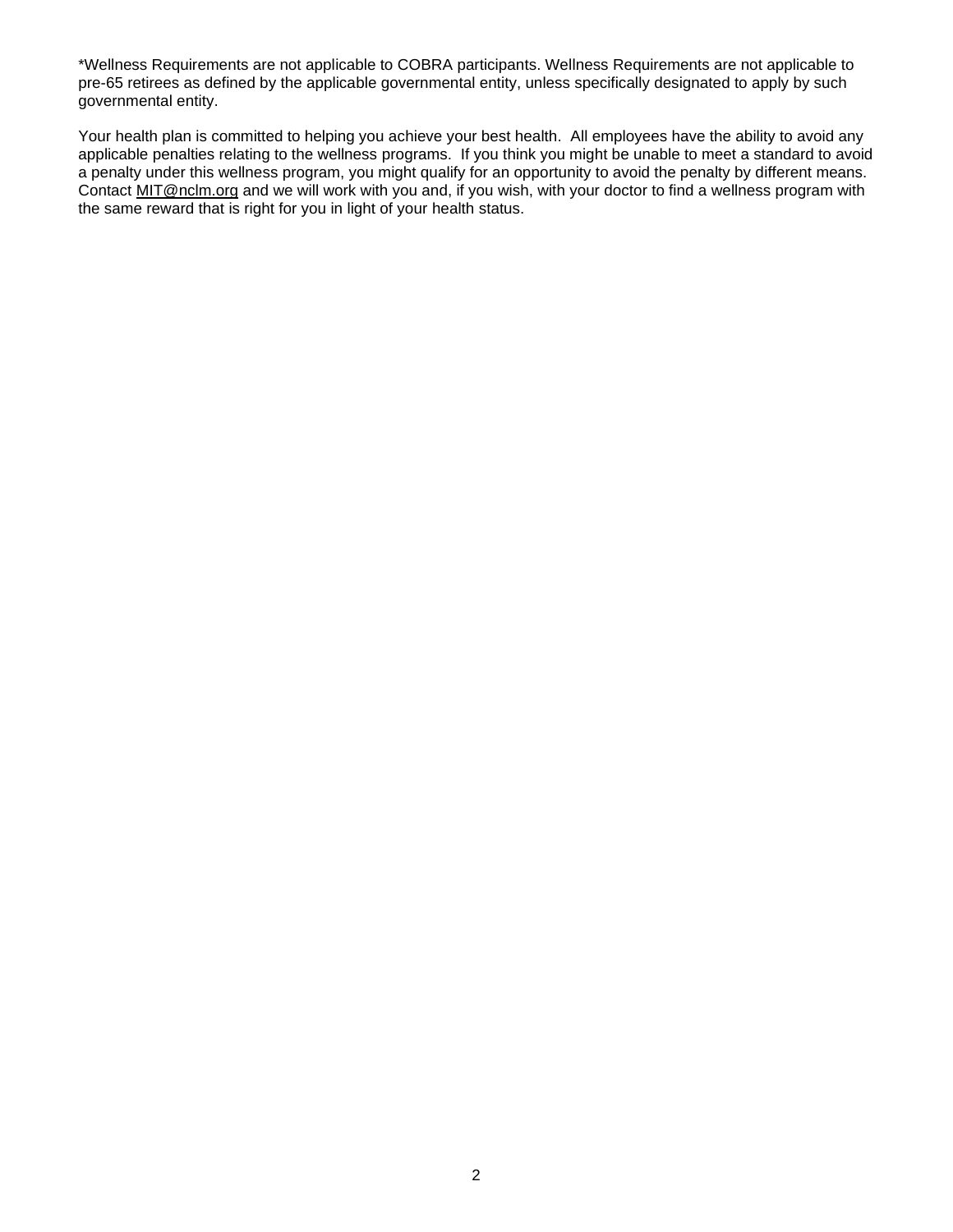*Wellness Requirements are not applicable to COBRA participants. Wellness Requirements are not applicable to pre-65 retirees as defined by the applicable governmental entity, unless specifically designated to apply by such governmental entity.

Your health plan is committed to helping you achieve your best health. All employees have the ability to avoid any applicable penalties relating to the wellness programs. If you think you might be unable to meet a standard to avoid a penalty under this wellness program, you might qualify for an opportunity to avoid the penalty by different means. Contact MIT@nclm.org and we will work with you and, if you wish, with your doctor to find a wellness program with the same reward that is right for you in light of your health status.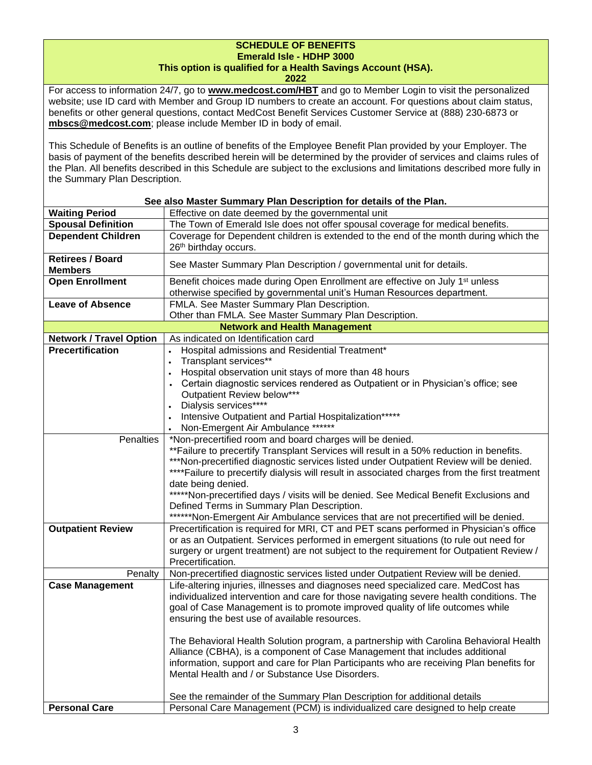## SCHEDULE OF BENEFITS
## Emerald Isle - HDHP 3000
## This option is qualified for a Health Savings Account (HSA).
## 2022

For access to information 24/7, go to **www.medcost.com/HBT** and go to Member Login to visit the personalized website; use ID card with Member and Group ID numbers to create an account. For questions about claim status, benefits or other general questions, contact MedCost Benefit Services Customer Service at (888) 230-6873 or **mbscs@medcost.com**; please include Member ID in body of email.

This Schedule of Benefits is an outline of benefits of the Employee Benefit Plan provided by your Employer. The basis of payment of the benefits described herein will be determined by the provider of services and claims rules of the Plan. All benefits described in this Schedule are subject to the exclusions and limitations described more fully in the Summary Plan Description.

**See also Master Summary Plan Description for details of the Plan.**

| | |
|---|---|
| **Waiting Period** | Effective on date deemed by the governmental unit |
| **Spousal Definition** | The Town of Emerald Isle does not offer spousal coverage for medical benefits. |
| **Dependent Children** | Coverage for Dependent children is extended to the end of the month during which the 26th birthday occurs. |
| **Retirees / Board Members** | See Master Summary Plan Description / governmental unit for details. |
| **Open Enrollment** | Benefit choices made during Open Enrollment are effective on July 1st unless otherwise specified by governmental unit's Human Resources department. |
| **Leave of Absence** | FMLA. See Master Summary Plan Description.<br>Other than FMLA. See Master Summary Plan Description. |
| **Network and Health Management** | |
| **Network / Travel Option** | As indicated on Identification card |
| **Precertification** | • Hospital admissions and Residential Treatment*<br>• Transplant services**<br>• Hospital observation unit stays of more than 48 hours<br>• Certain diagnostic services rendered as Outpatient or in Physician's office; see Outpatient Review below***<br>• Dialysis services****<br>• Intensive Outpatient and Partial Hospitalization*****<br>• Non-Emergent Air Ambulance ****** |
| Penalties | *Non-precertified room and board charges will be denied.<br>**Failure to precertify Transplant Services will result in a 50% reduction in benefits.<br>***Non-precertified diagnostic services listed under Outpatient Review will be denied.<br>****Failure to precertify dialysis will result in associated charges from the first treatment date being denied.<br>*****Non-precertified days / visits will be denied. See Medical Benefit Exclusions and Defined Terms in Summary Plan Description.<br>******Non-Emergent Air Ambulance services that are not precertified will be denied. |
| **Outpatient Review** | Precertification is required for MRI, CT and PET scans performed in Physician's office or as an Outpatient. Services performed in emergent situations (to rule out need for surgery or urgent treatment) are not subject to the requirement for Outpatient Review / Precertification. |
| Penalty | Non-precertified diagnostic services listed under Outpatient Review will be denied. |
| **Case Management** | Life-altering injuries, illnesses and diagnoses need specialized care. MedCost has individualized intervention and care for those navigating severe health conditions. The goal of Case Management is to promote improved quality of life outcomes while ensuring the best use of available resources.<br><br>The Behavioral Health Solution program, a partnership with Carolina Behavioral Health Alliance (CBHA), is a component of Case Management that includes additional information, support and care for Plan Participants who are receiving Plan benefits for Mental Health and / or Substance Use Disorders.<br><br>See the remainder of the Summary Plan Description for additional details |
| **Personal Care** | Personal Care Management (PCM) is individualized care designed to help create |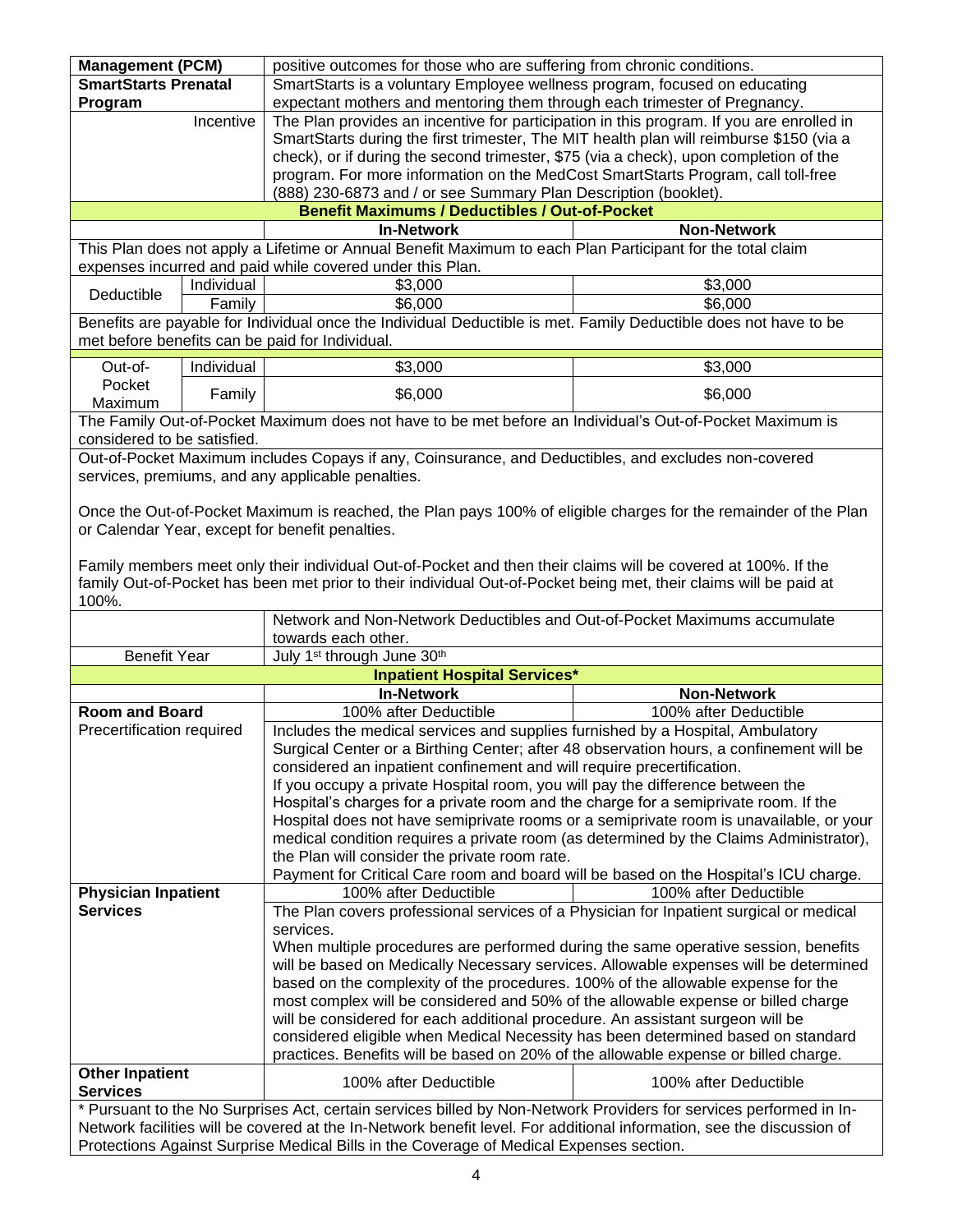| | | | |
|---|---|---|---|
| **Management (PCM)** | | positive outcomes for those who are suffering from chronic conditions. | |
| **SmartStarts Prenatal Program** | | SmartStarts is a voluntary Employee wellness program, focused on educating expectant mothers and mentoring them through each trimester of Pregnancy. | |
| | Incentive | The Plan provides an incentive for participation in this program. If you are enrolled in SmartStarts during the first trimester, The MIT health plan will reimburse $150 (via a check), or if during the second trimester, $75 (via a check), upon completion of the program. For more information on the MedCost SmartStarts Program, call toll-free (888) 230-6873 and / or see Summary Plan Description (booklet). | |

## Benefit Maximums / Deductibles / Out-of-Pocket

| | | In-Network | Non-Network |
|---|---|---|---|
| This Plan does not apply a Lifetime or Annual Benefit Maximum to each Plan Participant for the total claim expenses incurred and paid while covered under this Plan. | | | |
| Deductible | Individual | $3,000 | $3,000 |
| | Family | $6,000 | $6,000 |
| Benefits are payable for Individual once the Individual Deductible is met. Family Deductible does not have to be met before benefits can be paid for Individual. | | | |
| Out-of-Pocket Maximum | Individual | $3,000 | $3,000 |
| | Family | $6,000 | $6,000 |
| The Family Out-of-Pocket Maximum does not have to be met before an Individual's Out-of-Pocket Maximum is considered to be satisfied. | | | |

Out-of-Pocket Maximum includes Copays if any, Coinsurance, and Deductibles, and excludes non-covered services, premiums, and any applicable penalties.

Once the Out-of-Pocket Maximum is reached, the Plan pays 100% of eligible charges for the remainder of the Plan or Calendar Year, except for benefit penalties.

Family members meet only their individual Out-of-Pocket and then their claims will be covered at 100%. If the family Out-of-Pocket has been met prior to their individual Out-of-Pocket being met, their claims will be paid at 100%.

| | |
|---|---|
| | Network and Non-Network Deductibles and Out-of-Pocket Maximums accumulate towards each other. |
| Benefit Year | July 1st through June 30th |

## Inpatient Hospital Services*

| | In-Network | Non-Network |
|---|---|---|
| **Room and Board** | 100% after Deductible | 100% after Deductible |
| Precertification required | Includes the medical services and supplies furnished by a Hospital, Ambulatory Surgical Center or a Birthing Center; after 48 observation hours, a confinement will be considered an inpatient confinement and will require precertification.<br>If you occupy a private Hospital room, you will pay the difference between the Hospital's charges for a private room and the charge for a semiprivate room. If the Hospital does not have semiprivate rooms or a semiprivate room is unavailable, or your medical condition requires a private room (as determined by the Claims Administrator), the Plan will consider the private room rate.<br>Payment for Critical Care room and board will be based on the Hospital's ICU charge. | |
| **Physician Inpatient Services** | 100% after Deductible | 100% after Deductible |
| | The Plan covers professional services of a Physician for Inpatient surgical or medical services.<br>When multiple procedures are performed during the same operative session, benefits will be based on Medically Necessary services. Allowable expenses will be determined based on the complexity of the procedures. 100% of the allowable expense for the most complex will be considered and 50% of the allowable expense or billed charge will be considered for each additional procedure. An assistant surgeon will be considered eligible when Medical Necessity has been determined based on standard practices. Benefits will be based on 20% of the allowable expense or billed charge. | |
| **Other Inpatient Services** | 100% after Deductible | 100% after Deductible |

\* Pursuant to the No Surprises Act, certain services billed by Non-Network Providers for services performed in In-Network facilities will be covered at the In-Network benefit level. For additional information, see the discussion of Protections Against Surprise Medical Bills in the Coverage of Medical Expenses section.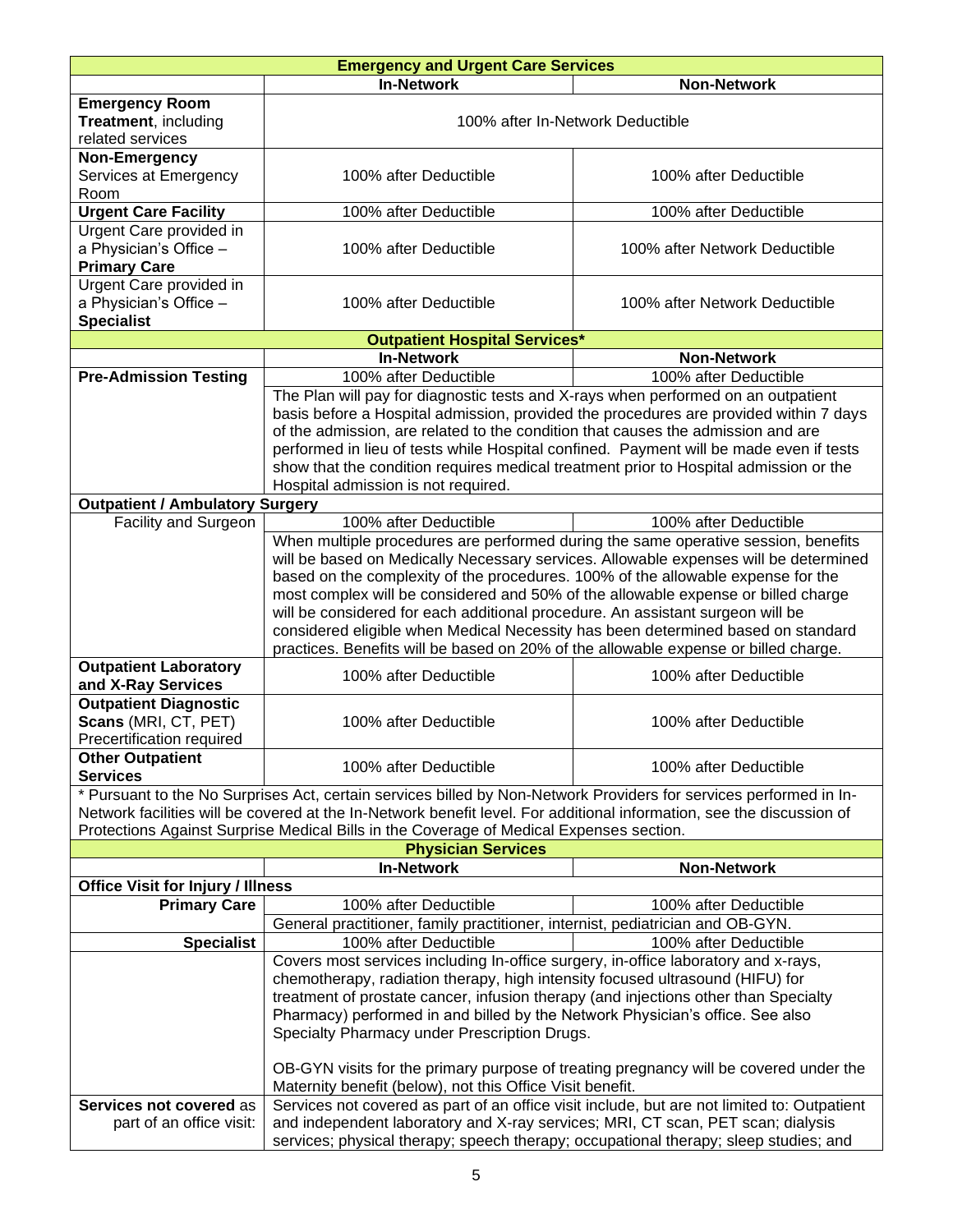| Emergency and Urgent Care Services | | |
|---|---|---|
| | **In-Network** | **Non-Network** |
| **Emergency Room Treatment**, including related services | 100% after In-Network Deductible | |
| **Non-Emergency** Services at Emergency Room | 100% after Deductible | 100% after Deductible |
| **Urgent Care Facility** | 100% after Deductible | 100% after Deductible |
| Urgent Care provided in a Physician's Office – **Primary Care** | 100% after Deductible | 100% after Network Deductible |
| Urgent Care provided in a Physician's Office – **Specialist** | 100% after Deductible | 100% after Network Deductible |

| Outpatient Hospital Services* | | |
|---|---|---|
| | **In-Network** | **Non-Network** |
| **Pre-Admission Testing** | 100% after Deductible | 100% after Deductible |
| | The Plan will pay for diagnostic tests and X-rays when performed on an outpatient basis before a Hospital admission, provided the procedures are provided within 7 days of the admission, are related to the condition that causes the admission and are performed in lieu of tests while Hospital confined. Payment will be made even if tests show that the condition requires medical treatment prior to Hospital admission or the Hospital admission is not required. | |
| **Outpatient / Ambulatory Surgery** | | |
| Facility and Surgeon | 100% after Deductible | 100% after Deductible |
| | When multiple procedures are performed during the same operative session, benefits will be based on Medically Necessary services. Allowable expenses will be determined based on the complexity of the procedures. 100% of the allowable expense for the most complex will be considered and 50% of the allowable expense or billed charge will be considered for each additional procedure. An assistant surgeon will be considered eligible when Medical Necessity has been determined based on standard practices. Benefits will be based on 20% of the allowable expense or billed charge. | |
| **Outpatient Laboratory and X-Ray Services** | 100% after Deductible | 100% after Deductible |
| **Outpatient Diagnostic Scans** (MRI, CT, PET) Precertification required | 100% after Deductible | 100% after Deductible |
| **Other Outpatient Services** | 100% after Deductible | 100% after Deductible |

* Pursuant to the No Surprises Act, certain services billed by Non-Network Providers for services performed in In-Network facilities will be covered at the In-Network benefit level. For additional information, see the discussion of Protections Against Surprise Medical Bills in the Coverage of Medical Expenses section.

| Physician Services | | |
|---|---|---|
| | **In-Network** | **Non-Network** |
| **Office Visit for Injury / Illness** | | |
| **Primary Care** | 100% after Deductible | 100% after Deductible |
| | General practitioner, family practitioner, internist, pediatrician and OB-GYN. | |
| **Specialist** | 100% after Deductible | 100% after Deductible |
| | Covers most services including In-office surgery, in-office laboratory and x-rays, chemotherapy, radiation therapy, high intensity focused ultrasound (HIFU) for treatment of prostate cancer, infusion therapy (and injections other than Specialty Pharmacy) performed in and billed by the Network Physician's office. See also Specialty Pharmacy under Prescription Drugs.<br><br>OB-GYN visits for the primary purpose of treating pregnancy will be covered under the Maternity benefit (below), not this Office Visit benefit. | |
| **Services not covered** as part of an office visit: | Services not covered as part of an office visit include, but are not limited to: Outpatient and independent laboratory and X-ray services; MRI, CT scan, PET scan; dialysis services; physical therapy; speech therapy; occupational therapy; sleep studies; and | |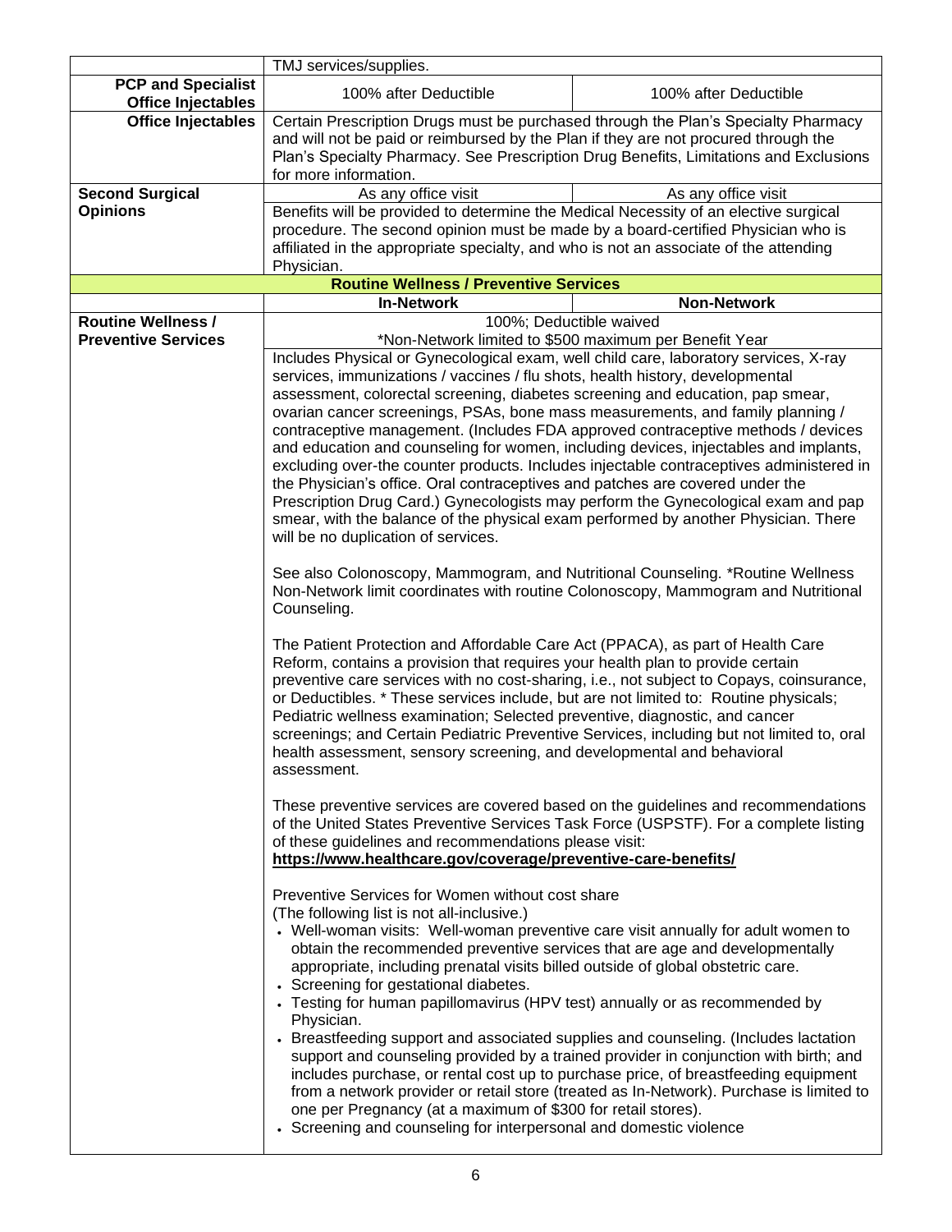| | | |
|---|---|---|
| | TMJ services/supplies. | |
| **PCP and Specialist Office Injectables** | 100% after Deductible | 100% after Deductible |
| **Office Injectables** | Certain Prescription Drugs must be purchased through the Plan's Specialty Pharmacy and will not be paid or reimbursed by the Plan if they are not procured through the Plan's Specialty Pharmacy. See Prescription Drug Benefits, Limitations and Exclusions for more information. | |
| **Second Surgical Opinions** | As any office visit | As any office visit |
| | Benefits will be provided to determine the Medical Necessity of an elective surgical procedure. The second opinion must be made by a board-certified Physician who is affiliated in the appropriate specialty, and who is not an associate of the attending Physician. | |
| **Routine Wellness / Preventive Services** | | |
| | **In-Network** | **Non-Network** |
| **Routine Wellness / Preventive Services** | 100%; Deductible waived<br>*Non-Network limited to $500 maximum per Benefit Year | |
| | Includes Physical or Gynecological exam, well child care, laboratory services, X-ray services, immunizations / vaccines / flu shots, health history, developmental assessment, colorectal screening, diabetes screening and education, pap smear, ovarian cancer screenings, PSAs, bone mass measurements, and family planning / contraceptive management. (Includes FDA approved contraceptive methods / devices and education and counseling for women, including devices, injectables and implants, excluding over-the counter products. Includes injectable contraceptives administered in the Physician's office. Oral contraceptives and patches are covered under the Prescription Drug Card.) Gynecologists may perform the Gynecological exam and pap smear, with the balance of the physical exam performed by another Physician. There will be no duplication of services.<br><br>See also Colonoscopy, Mammogram, and Nutritional Counseling. *Routine Wellness Non-Network limit coordinates with routine Colonoscopy, Mammogram and Nutritional Counseling.<br><br>The Patient Protection and Affordable Care Act (PPACA), as part of Health Care Reform, contains a provision that requires your health plan to provide certain preventive care services with no cost-sharing, i.e., not subject to Copays, coinsurance, or Deductibles. * These services include, but are not limited to: Routine physicals; Pediatric wellness examination; Selected preventive, diagnostic, and cancer screenings; and Certain Pediatric Preventive Services, including but not limited to, oral health assessment, sensory screening, and developmental and behavioral assessment.<br><br>These preventive services are covered based on the guidelines and recommendations of the United States Preventive Services Task Force (USPSTF). For a complete listing of these guidelines and recommendations please visit:<br>**https://www.healthcare.gov/coverage/preventive-care-benefits/**<br><br>Preventive Services for Women without cost share<br>(The following list is not all-inclusive.)<br>• Well-woman visits: Well-woman preventive care visit annually for adult women to obtain the recommended preventive services that are age and developmentally appropriate, including prenatal visits billed outside of global obstetric care.<br>• Screening for gestational diabetes.<br>• Testing for human papillomavirus (HPV test) annually or as recommended by Physician.<br>• Breastfeeding support and associated supplies and counseling. (Includes lactation support and counseling provided by a trained provider in conjunction with birth; and includes purchase, or rental cost up to purchase price, of breastfeeding equipment from a network provider or retail store (treated as In-Network). Purchase is limited to one per Pregnancy (at a maximum of $300 for retail stores).<br>• Screening and counseling for interpersonal and domestic violence | |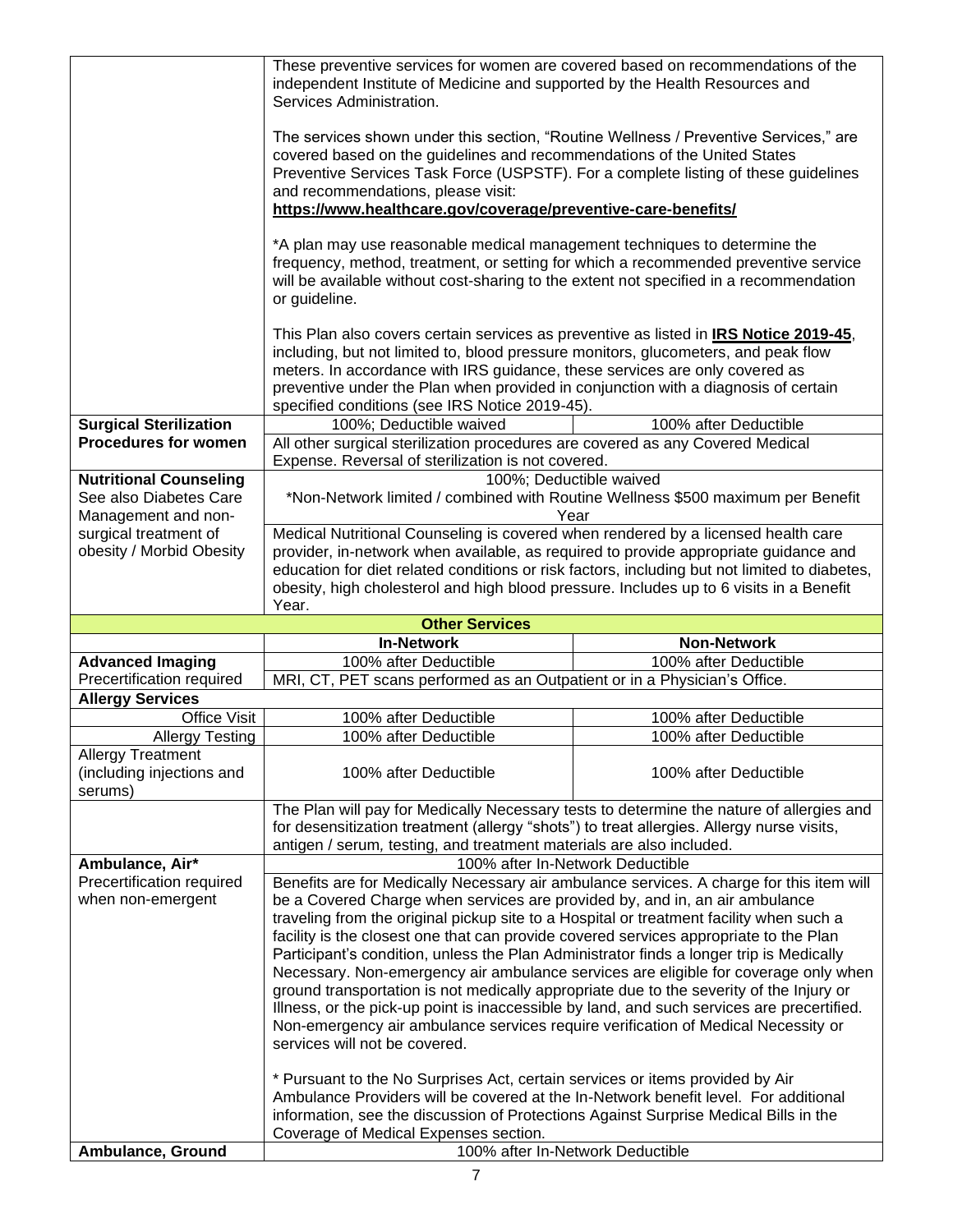| | | |
|---|---|---|
| | These preventive services for women are covered based on recommendations of the independent Institute of Medicine and supported by the Health Resources and Services Administration.<br><br>The services shown under this section, "Routine Wellness / Preventive Services," are covered based on the guidelines and recommendations of the United States Preventive Services Task Force (USPSTF). For a complete listing of these guidelines and recommendations, please visit: **https://www.healthcare.gov/coverage/preventive-care-benefits/**<br><br>*A plan may use reasonable medical management techniques to determine the frequency, method, treatment, or setting for which a recommended preventive service will be available without cost-sharing to the extent not specified in a recommendation or guideline.<br><br>This Plan also covers certain services as preventive as listed in **IRS Notice 2019-45**, including, but not limited to, blood pressure monitors, glucometers, and peak flow meters. In accordance with IRS guidance, these services are only covered as preventive under the Plan when provided in conjunction with a diagnosis of certain specified conditions (see IRS Notice 2019-45). | |
| **Surgical Sterilization Procedures for women** | 100%; Deductible waived | 100% after Deductible |
| | All other surgical sterilization procedures are covered as any Covered Medical Expense. Reversal of sterilization is not covered. | |
| **Nutritional Counseling** See also Diabetes Care Management and non-surgical treatment of obesity / Morbid Obesity | 100%; Deductible waived<br>*Non-Network limited / combined with Routine Wellness $500 maximum per Benefit Year | |
| | Medical Nutritional Counseling is covered when rendered by a licensed health care provider, in-network when available, as required to provide appropriate guidance and education for diet related conditions or risk factors, including but not limited to diabetes, obesity, high cholesterol and high blood pressure. Includes up to 6 visits in a Benefit Year. | |
| **Other Services** | | |
| | **In-Network** | **Non-Network** |
| **Advanced Imaging** Precertification required | 100% after Deductible | 100% after Deductible |
| | MRI, CT, PET scans performed as an Outpatient or in a Physician's Office. | |
| **Allergy Services** | | |
| Office Visit | 100% after Deductible | 100% after Deductible |
| Allergy Testing | 100% after Deductible | 100% after Deductible |
| Allergy Treatment (including injections and serums) | 100% after Deductible | 100% after Deductible |
| | The Plan will pay for Medically Necessary tests to determine the nature of allergies and for desensitization treatment (allergy "shots") to treat allergies. Allergy nurse visits, antigen / serum, testing, and treatment materials are also included. | |
| **Ambulance, Air*** Precertification required when non-emergent | 100% after In-Network Deductible | |
| | Benefits are for Medically Necessary air ambulance services. A charge for this item will be a Covered Charge when services are provided by, and in, an air ambulance traveling from the original pickup site to a Hospital or treatment facility when such a facility is the closest one that can provide covered services appropriate to the Plan Participant's condition, unless the Plan Administrator finds a longer trip is Medically Necessary. Non-emergency air ambulance services are eligible for coverage only when ground transportation is not medically appropriate due to the severity of the Injury or Illness, or the pick-up point is inaccessible by land, and such services are precertified. Non-emergency air ambulance services require verification of Medical Necessity or services will not be covered.<br><br>* Pursuant to the No Surprises Act, certain services or items provided by Air Ambulance Providers will be covered at the In-Network benefit level. For additional information, see the discussion of Protections Against Surprise Medical Bills in the Coverage of Medical Expenses section. | |
| **Ambulance, Ground** | 100% after In-Network Deductible | |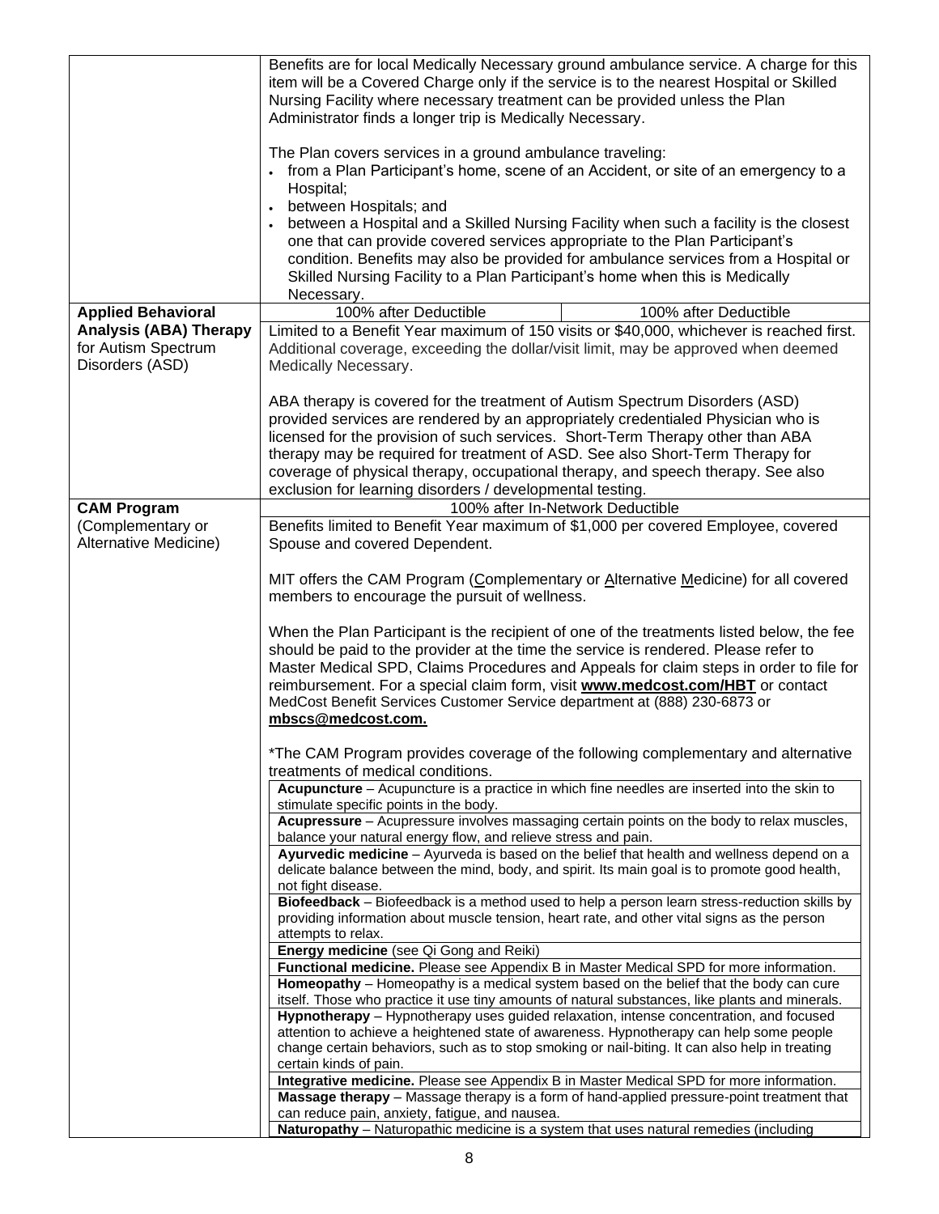| | | |
|---|---|---|
| | Benefits are for local Medically Necessary ground ambulance service. A charge for this item will be a Covered Charge only if the service is to the nearest Hospital or Skilled Nursing Facility where necessary treatment can be provided unless the Plan Administrator finds a longer trip is Medically Necessary.<br><br>The Plan covers services in a ground ambulance traveling:<br>• from a Plan Participant's home, scene of an Accident, or site of an emergency to a Hospital;<br>• between Hospitals; and<br>• between a Hospital and a Skilled Nursing Facility when such a facility is the closest one that can provide covered services appropriate to the Plan Participant's condition. Benefits may also be provided for ambulance services from a Hospital or Skilled Nursing Facility to a Plan Participant's home when this is Medically Necessary. | |
| **Applied Behavioral Analysis (ABA) Therapy** for Autism Spectrum Disorders (ASD) | 100% after Deductible | 100% after Deductible |
| | Limited to a Benefit Year maximum of 150 visits or $40,000, whichever is reached first. Additional coverage, exceeding the dollar/visit limit, may be approved when deemed Medically Necessary.<br><br>ABA therapy is covered for the treatment of Autism Spectrum Disorders (ASD) provided services are rendered by an appropriately credentialed Physician who is licensed for the provision of such services. Short-Term Therapy other than ABA therapy may be required for treatment of ASD. See also Short-Term Therapy for coverage of physical therapy, occupational therapy, and speech therapy. See also exclusion for learning disorders / developmental testing. | |
| **CAM Program** (Complementary or Alternative Medicine) | 100% after In-Network Deductible | |
| | Benefits limited to Benefit Year maximum of $1,000 per covered Employee, covered Spouse and covered Dependent.<br><br>MIT offers the CAM Program (Complementary or Alternative Medicine) for all covered members to encourage the pursuit of wellness.<br><br>When the Plan Participant is the recipient of one of the treatments listed below, the fee should be paid to the provider at the time the service is rendered. Please refer to Master Medical SPD, Claims Procedures and Appeals for claim steps in order to file for reimbursement. For a special claim form, visit **www.medcost.com/HBT** or contact MedCost Benefit Services Customer Service department at (888) 230-6873 or **mbscs@medcost.com.**<br><br>*The CAM Program provides coverage of the following complementary and alternative treatments of medical conditions.<br><br>**Acupuncture** – Acupuncture is a practice in which fine needles are inserted into the skin to stimulate specific points in the body.<br>**Acupressure** – Acupressure involves massaging certain points on the body to relax muscles, balance your natural energy flow, and relieve stress and pain.<br>**Ayurvedic medicine** – Ayurveda is based on the belief that health and wellness depend on a delicate balance between the mind, body, and spirit. Its main goal is to promote good health, not fight disease.<br>**Biofeedback** – Biofeedback is a method used to help a person learn stress-reduction skills by providing information about muscle tension, heart rate, and other vital signs as the person attempts to relax.<br>**Energy medicine** (see Qi Gong and Reiki)<br>**Functional medicine.** Please see Appendix B in Master Medical SPD for more information.<br>**Homeopathy** – Homeopathy is a medical system based on the belief that the body can cure itself. Those who practice it use tiny amounts of natural substances, like plants and minerals.<br>**Hypnotherapy** – Hypnotherapy uses guided relaxation, intense concentration, and focused attention to achieve a heightened state of awareness. Hypnotherapy can help some people change certain behaviors, such as to stop smoking or nail-biting. It can also help in treating certain kinds of pain.<br>**Integrative medicine.** Please see Appendix B in Master Medical SPD for more information.<br>**Massage therapy** – Massage therapy is a form of hand-applied pressure-point treatment that can reduce pain, anxiety, fatigue, and nausea.<br>**Naturopathy** – Naturopathic medicine is a system that uses natural remedies (including | |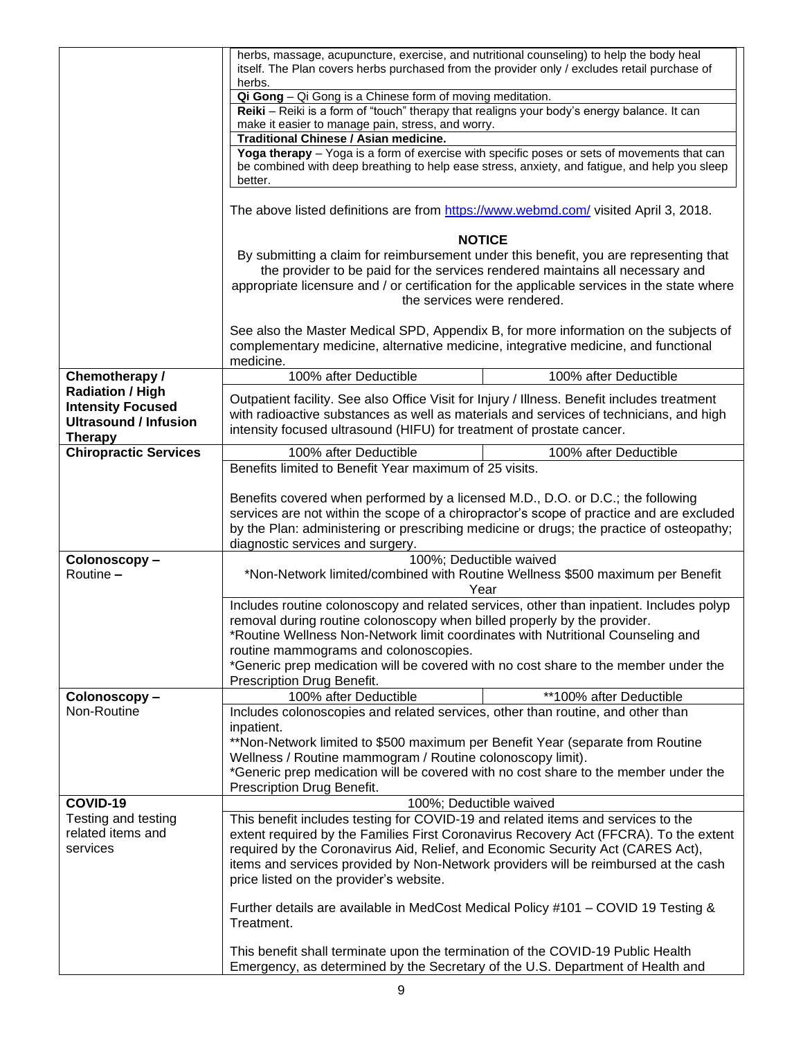| | | |
|---|---|---|
| | herbs, massage, acupuncture, exercise, and nutritional counseling) to help the body heal itself. The Plan covers herbs purchased from the provider only / excludes retail purchase of herbs.<br>**Qi Gong** – Qi Gong is a Chinese form of moving meditation.<br>**Reiki** – Reiki is a form of "touch" therapy that realigns your body's energy balance. It can make it easier to manage pain, stress, and worry.<br>**Traditional Chinese / Asian medicine.**<br>**Yoga therapy** – Yoga is a form of exercise with specific poses or sets of movements that can be combined with deep breathing to help ease stress, anxiety, and fatigue, and help you sleep better.<br><br>The above listed definitions are from https://www.webmd.com/ visited April 3, 2018.<br><br>**NOTICE**<br>By submitting a claim for reimbursement under this benefit, you are representing that the provider to be paid for the services rendered maintains all necessary and appropriate licensure and / or certification for the applicable services in the state where the services were rendered.<br><br>See also the Master Medical SPD, Appendix B, for more information on the subjects of complementary medicine, alternative medicine, integrative medicine, and functional medicine. | |
| **Chemotherapy / Radiation / High Intensity Focused Ultrasound / Infusion Therapy** | 100% after Deductible | 100% after Deductible |
| | Outpatient facility. See also Office Visit for Injury / Illness. Benefit includes treatment with radioactive substances as well as materials and services of technicians, and high intensity focused ultrasound (HIFU) for treatment of prostate cancer. | |
| **Chiropractic Services** | 100% after Deductible | 100% after Deductible |
| | Benefits limited to Benefit Year maximum of 25 visits.<br><br>Benefits covered when performed by a licensed M.D., D.O. or D.C.; the following services are not within the scope of a chiropractor's scope of practice and are excluded by the Plan: administering or prescribing medicine or drugs; the practice of osteopathy; diagnostic services and surgery. | |
| **Colonoscopy –** Routine **–** | 100%; Deductible waived<br>*Non-Network limited/combined with Routine Wellness $500 maximum per Benefit Year | |
| | Includes routine colonoscopy and related services, other than inpatient. Includes polyp removal during routine colonoscopy when billed properly by the provider.<br>*Routine Wellness Non-Network limit coordinates with Nutritional Counseling and routine mammograms and colonoscopies.<br>*Generic prep medication will be covered with no cost share to the member under the Prescription Drug Benefit. | |
| **Colonoscopy –** Non-Routine | 100% after Deductible | **100% after Deductible |
| | Includes colonoscopies and related services, other than routine, and other than inpatient.<br>**Non-Network limited to $500 maximum per Benefit Year (separate from Routine Wellness / Routine mammogram / Routine colonoscopy limit).<br>*Generic prep medication will be covered with no cost share to the member under the Prescription Drug Benefit. | |
| **COVID-19** Testing and testing related items and services | 100%; Deductible waived | |
| | This benefit includes testing for COVID-19 and related items and services to the extent required by the Families First Coronavirus Recovery Act (FFCRA). To the extent required by the Coronavirus Aid, Relief, and Economic Security Act (CARES Act), items and services provided by Non-Network providers will be reimbursed at the cash price listed on the provider's website.<br><br>Further details are available in MedCost Medical Policy #101 – COVID 19 Testing & Treatment.<br><br>This benefit shall terminate upon the termination of the COVID-19 Public Health Emergency, as determined by the Secretary of the U.S. Department of Health and | |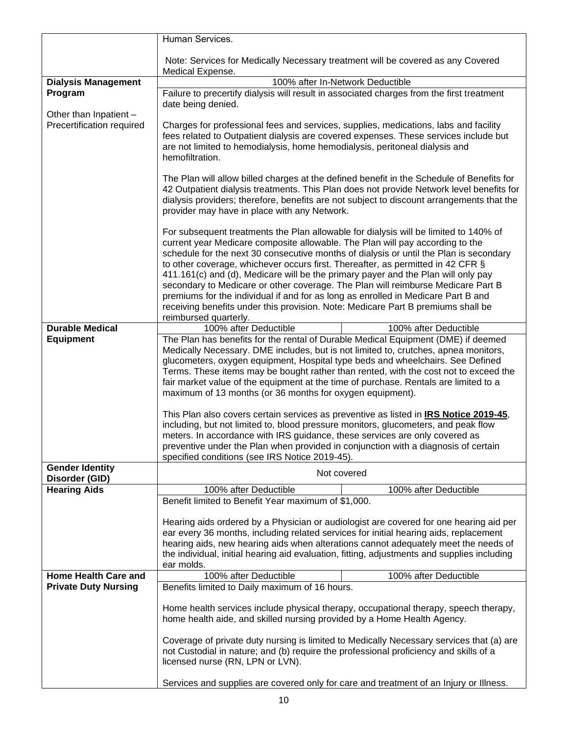| | | |
|---|---|---|
| | Human Services.<br><br>Note: Services for Medically Necessary treatment will be covered as any Covered Medical Expense. | |
| **Dialysis Management Program**<br><br>Other than Inpatient – Precertification required | 100% after In-Network Deductible | |
| | Failure to precertify dialysis will result in associated charges from the first treatment date being denied.<br><br>Charges for professional fees and services, supplies, medications, labs and facility fees related to Outpatient dialysis are covered expenses. These services include but are not limited to hemodialysis, home hemodialysis, peritoneal dialysis and hemofiltration.<br><br>The Plan will allow billed charges at the defined benefit in the Schedule of Benefits for 42 Outpatient dialysis treatments. This Plan does not provide Network level benefits for dialysis providers; therefore, benefits are not subject to discount arrangements that the provider may have in place with any Network.<br><br>For subsequent treatments the Plan allowable for dialysis will be limited to 140% of current year Medicare composite allowable. The Plan will pay according to the schedule for the next 30 consecutive months of dialysis or until the Plan is secondary to other coverage, whichever occurs first. Thereafter, as permitted in 42 CFR § 411.161(c) and (d), Medicare will be the primary payer and the Plan will only pay secondary to Medicare or other coverage. The Plan will reimburse Medicare Part B premiums for the individual if and for as long as enrolled in Medicare Part B and receiving benefits under this provision. Note: Medicare Part B premiums shall be reimbursed quarterly. | |
| **Durable Medical Equipment** | 100% after Deductible | 100% after Deductible |
| | The Plan has benefits for the rental of Durable Medical Equipment (DME) if deemed Medically Necessary. DME includes, but is not limited to, crutches, apnea monitors, glucometers, oxygen equipment, Hospital type beds and wheelchairs. See Defined Terms. These items may be bought rather than rented, with the cost not to exceed the fair market value of the equipment at the time of purchase. Rentals are limited to a maximum of 13 months (or 36 months for oxygen equipment).<br><br>This Plan also covers certain services as preventive as listed in **IRS Notice 2019-45**, including, but not limited to, blood pressure monitors, glucometers, and peak flow meters. In accordance with IRS guidance, these services are only covered as preventive under the Plan when provided in conjunction with a diagnosis of certain specified conditions (see IRS Notice 2019-45). | |
| **Gender Identity Disorder (GID)** | Not covered | |
| **Hearing Aids** | 100% after Deductible | 100% after Deductible |
| | Benefit limited to Benefit Year maximum of $1,000.<br><br>Hearing aids ordered by a Physician or audiologist are covered for one hearing aid per ear every 36 months, including related services for initial hearing aids, replacement hearing aids, new hearing aids when alterations cannot adequately meet the needs of the individual, initial hearing aid evaluation, fitting, adjustments and supplies including ear molds. | |
| **Home Health Care and Private Duty Nursing** | 100% after Deductible | 100% after Deductible |
| | Benefits limited to Daily maximum of 16 hours.<br><br>Home health services include physical therapy, occupational therapy, speech therapy, home health aide, and skilled nursing provided by a Home Health Agency.<br><br>Coverage of private duty nursing is limited to Medically Necessary services that (a) are not Custodial in nature; and (b) require the professional proficiency and skills of a licensed nurse (RN, LPN or LVN).<br><br>Services and supplies are covered only for care and treatment of an Injury or Illness. | |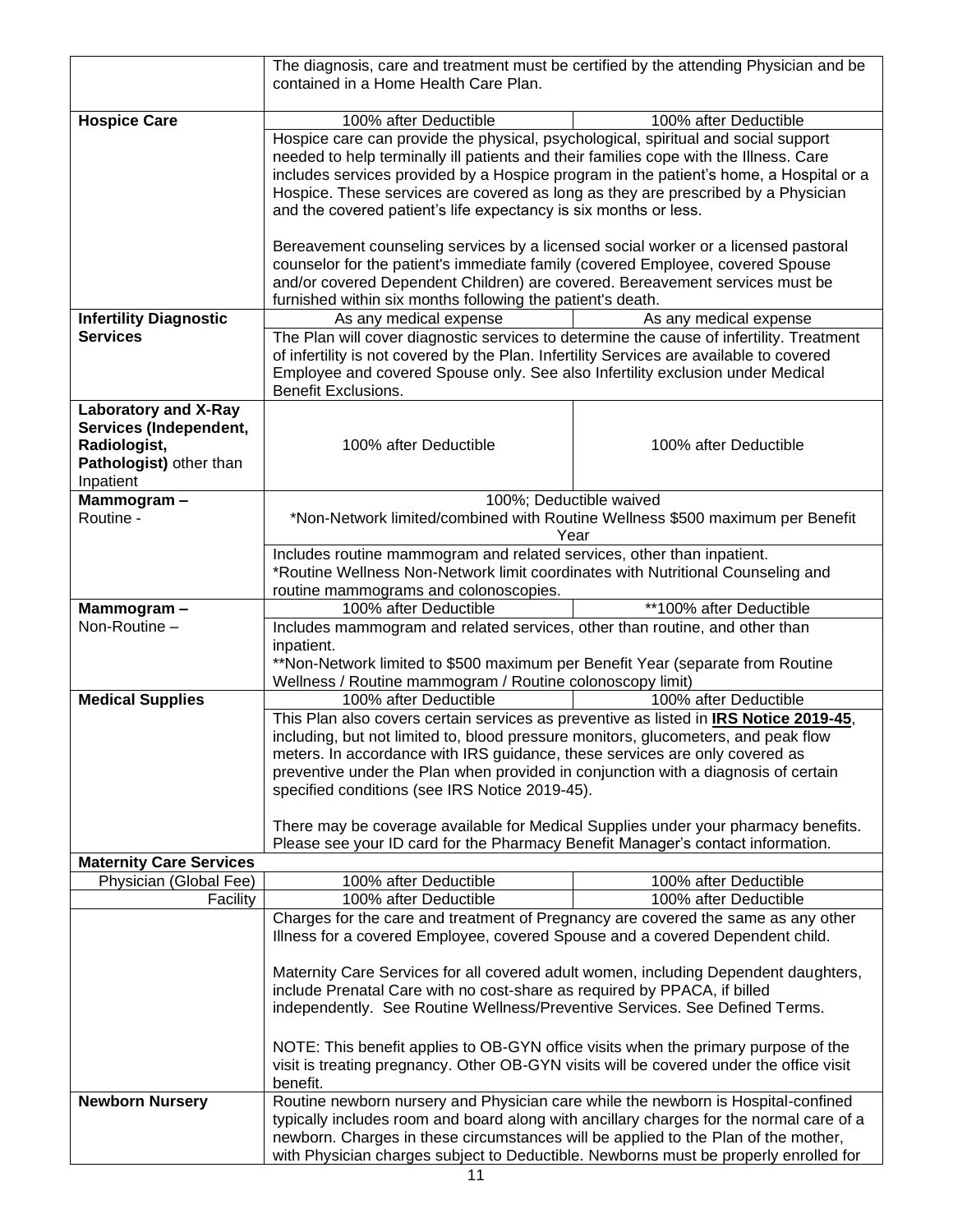| | | |
|---|---|---|
| | The diagnosis, care and treatment must be certified by the attending Physician and be contained in a Home Health Care Plan. | |
| **Hospice Care** | 100% after Deductible | 100% after Deductible |
| | Hospice care can provide the physical, psychological, spiritual and social support needed to help terminally ill patients and their families cope with the Illness. Care includes services provided by a Hospice program in the patient's home, a Hospital or a Hospice. These services are covered as long as they are prescribed by a Physician and the covered patient's life expectancy is six months or less.<br><br>Bereavement counseling services by a licensed social worker or a licensed pastoral counselor for the patient's immediate family (covered Employee, covered Spouse and/or covered Dependent Children) are covered. Bereavement services must be furnished within six months following the patient's death. | |
| **Infertility Diagnostic Services** | As any medical expense | As any medical expense |
| | The Plan will cover diagnostic services to determine the cause of infertility. Treatment of infertility is not covered by the Plan. Infertility Services are available to covered Employee and covered Spouse only. See also Infertility exclusion under Medical Benefit Exclusions. | |
| **Laboratory and X-Ray Services (Independent, Radiologist, Pathologist)** other than Inpatient | 100% after Deductible | 100% after Deductible |
| **Mammogram –** Routine - | 100%; Deductible waived<br>*Non-Network limited/combined with Routine Wellness $500 maximum per Benefit Year | |
| | Includes routine mammogram and related services, other than inpatient.<br>*Routine Wellness Non-Network limit coordinates with Nutritional Counseling and routine mammograms and colonoscopies. | |
| **Mammogram –** Non-Routine – | 100% after Deductible | **100% after Deductible |
| | Includes mammogram and related services, other than routine, and other than inpatient.<br>**Non-Network limited to $500 maximum per Benefit Year (separate from Routine Wellness / Routine mammogram / Routine colonoscopy limit) | |
| **Medical Supplies** | 100% after Deductible | 100% after Deductible |
| | This Plan also covers certain services as preventive as listed in **IRS Notice 2019-45**, including, but not limited to, blood pressure monitors, glucometers, and peak flow meters. In accordance with IRS guidance, these services are only covered as preventive under the Plan when provided in conjunction with a diagnosis of certain specified conditions (see IRS Notice 2019-45).<br><br>There may be coverage available for Medical Supplies under your pharmacy benefits. Please see your ID card for the Pharmacy Benefit Manager's contact information. | |
| **Maternity Care Services** | | |
| Physician (Global Fee) | 100% after Deductible | 100% after Deductible |
| Facility | 100% after Deductible | 100% after Deductible |
| | Charges for the care and treatment of Pregnancy are covered the same as any other Illness for a covered Employee, covered Spouse and a covered Dependent child.<br><br>Maternity Care Services for all covered adult women, including Dependent daughters, include Prenatal Care with no cost-share as required by PPACA, if billed independently. See Routine Wellness/Preventive Services. See Defined Terms.<br><br>NOTE: This benefit applies to OB-GYN office visits when the primary purpose of the visit is treating pregnancy. Other OB-GYN visits will be covered under the office visit benefit. | |
| **Newborn Nursery** | Routine newborn nursery and Physician care while the newborn is Hospital-confined typically includes room and board along with ancillary charges for the normal care of a newborn. Charges in these circumstances will be applied to the Plan of the mother, with Physician charges subject to Deductible. Newborns must be properly enrolled for | |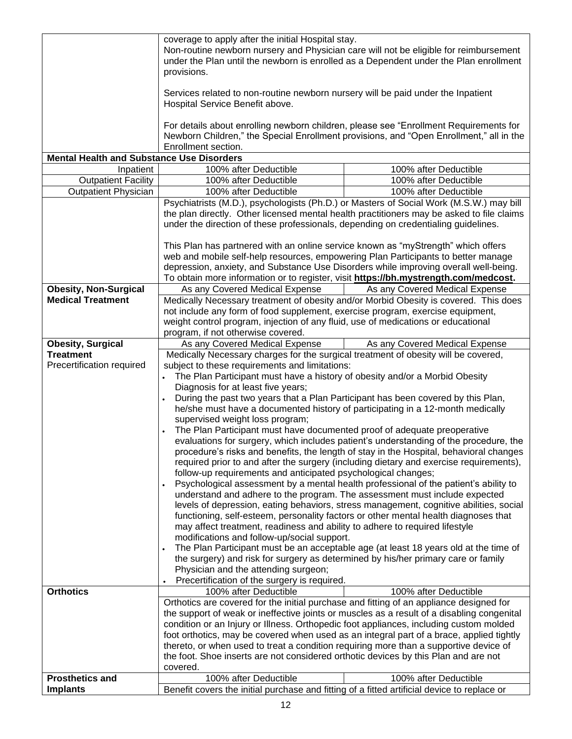| | | |
|---|---|---|
| | coverage to apply after the initial Hospital stay.<br>Non-routine newborn nursery and Physician care will not be eligible for reimbursement under the Plan until the newborn is enrolled as a Dependent under the Plan enrollment provisions.<br><br>Services related to non-routine newborn nursery will be paid under the Inpatient Hospital Service Benefit above.<br><br>For details about enrolling newborn children, please see "Enrollment Requirements for Newborn Children," the Special Enrollment provisions, and "Open Enrollment," all in the Enrollment section. | |
| **Mental Health and Substance Use Disorders** | | |
| Inpatient | 100% after Deductible | 100% after Deductible |
| Outpatient Facility | 100% after Deductible | 100% after Deductible |
| Outpatient Physician | 100% after Deductible | 100% after Deductible |
| | Psychiatrists (M.D.), psychologists (Ph.D.) or Masters of Social Work (M.S.W.) may bill the plan directly. Other licensed mental health practitioners may be asked to file claims under the direction of these professionals, depending on credentialing guidelines.<br><br>This Plan has partnered with an online service known as "myStrength" which offers web and mobile self-help resources, empowering Plan Participants to better manage depression, anxiety, and Substance Use Disorders while improving overall well-being. To obtain more information or to register, visit **https://bh.mystrength.com/medcost.** | |
| **Obesity, Non-Surgical Medical Treatment** | As any Covered Medical Expense | As any Covered Medical Expense |
| | Medically Necessary treatment of obesity and/or Morbid Obesity is covered. This does not include any form of food supplement, exercise program, exercise equipment, weight control program, injection of any fluid, use of medications or educational program, if not otherwise covered. | |
| **Obesity, Surgical Treatment**<br>Precertification required | As any Covered Medical Expense | As any Covered Medical Expense |
| | Medically Necessary charges for the surgical treatment of obesity will be covered, subject to these requirements and limitations:<br>• The Plan Participant must have a history of obesity and/or a Morbid Obesity Diagnosis for at least five years;<br>• During the past two years that a Plan Participant has been covered by this Plan, he/she must have a documented history of participating in a 12-month medically supervised weight loss program;<br>• The Plan Participant must have documented proof of adequate preoperative evaluations for surgery, which includes patient's understanding of the procedure, the procedure's risks and benefits, the length of stay in the Hospital, behavioral changes required prior to and after the surgery (including dietary and exercise requirements), follow-up requirements and anticipated psychological changes;<br>• Psychological assessment by a mental health professional of the patient's ability to understand and adhere to the program. The assessment must include expected levels of depression, eating behaviors, stress management, cognitive abilities, social functioning, self-esteem, personality factors or other mental health diagnoses that may affect treatment, readiness and ability to adhere to required lifestyle modifications and follow-up/social support.<br>• The Plan Participant must be an acceptable age (at least 18 years old at the time of the surgery) and risk for surgery as determined by his/her primary care or family Physician and the attending surgeon;<br>• Precertification of the surgery is required. | |
| **Orthotics** | 100% after Deductible | 100% after Deductible |
| | Orthotics are covered for the initial purchase and fitting of an appliance designed for the support of weak or ineffective joints or muscles as a result of a disabling congenital condition or an Injury or Illness. Orthopedic foot appliances, including custom molded foot orthotics, may be covered when used as an integral part of a brace, applied tightly thereto, or when used to treat a condition requiring more than a supportive device of the foot. Shoe inserts are not considered orthotic devices by this Plan and are not covered. | |
| **Prosthetics and Implants** | 100% after Deductible | 100% after Deductible |
| | Benefit covers the initial purchase and fitting of a fitted artificial device to replace or | |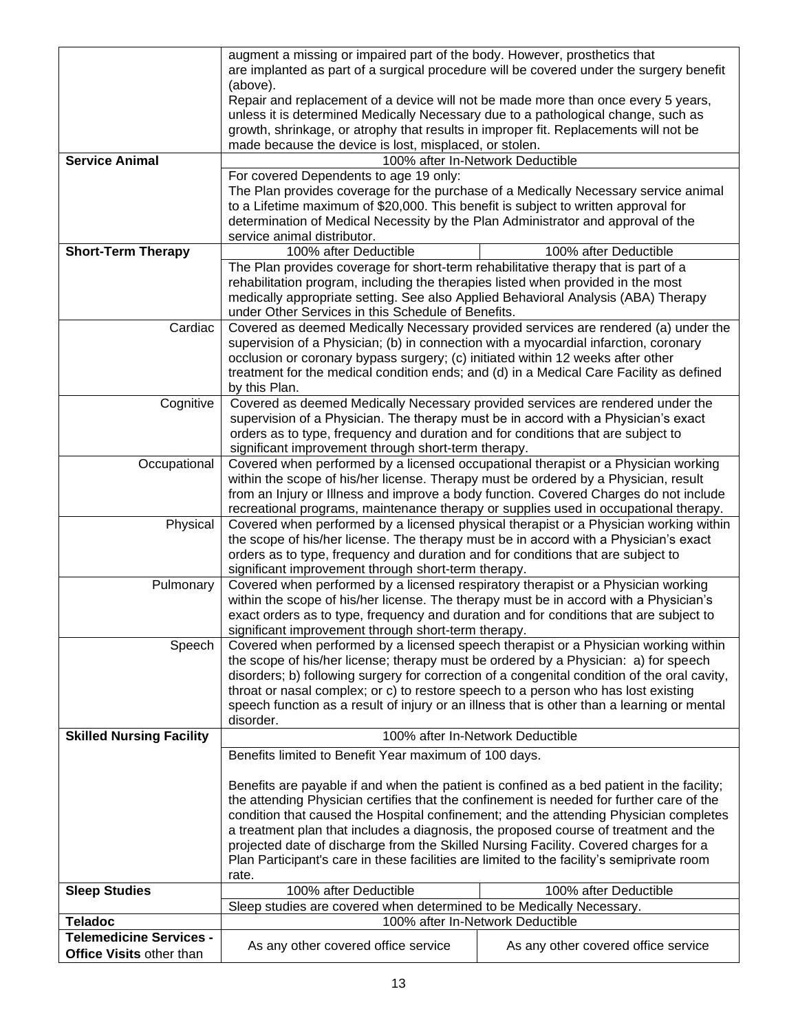| | | |
|---|---|---|
| | augment a missing or impaired part of the body. However, prosthetics that are implanted as part of a surgical procedure will be covered under the surgery benefit (above).<br>Repair and replacement of a device will not be made more than once every 5 years, unless it is determined Medically Necessary due to a pathological change, such as growth, shrinkage, or atrophy that results in improper fit. Replacements will not be made because the device is lost, misplaced, or stolen. | |
| **Service Animal** | 100% after In-Network Deductible | |
| | For covered Dependents to age 19 only:<br>The Plan provides coverage for the purchase of a Medically Necessary service animal to a Lifetime maximum of $20,000. This benefit is subject to written approval for determination of Medical Necessity by the Plan Administrator and approval of the service animal distributor. | |
| **Short-Term Therapy** | 100% after Deductible | 100% after Deductible |
| | The Plan provides coverage for short-term rehabilitative therapy that is part of a rehabilitation program, including the therapies listed when provided in the most medically appropriate setting. See also Applied Behavioral Analysis (ABA) Therapy under Other Services in this Schedule of Benefits. | |
| Cardiac | Covered as deemed Medically Necessary provided services are rendered (a) under the supervision of a Physician; (b) in connection with a myocardial infarction, coronary occlusion or coronary bypass surgery; (c) initiated within 12 weeks after other treatment for the medical condition ends; and (d) in a Medical Care Facility as defined by this Plan. | |
| Cognitive | Covered as deemed Medically Necessary provided services are rendered under the supervision of a Physician. The therapy must be in accord with a Physician's exact orders as to type, frequency and duration and for conditions that are subject to significant improvement through short-term therapy. | |
| Occupational | Covered when performed by a licensed occupational therapist or a Physician working within the scope of his/her license. Therapy must be ordered by a Physician, result from an Injury or Illness and improve a body function. Covered Charges do not include recreational programs, maintenance therapy or supplies used in occupational therapy. | |
| Physical | Covered when performed by a licensed physical therapist or a Physician working within the scope of his/her license. The therapy must be in accord with a Physician's exact orders as to type, frequency and duration and for conditions that are subject to significant improvement through short-term therapy. | |
| Pulmonary | Covered when performed by a licensed respiratory therapist or a Physician working within the scope of his/her license. The therapy must be in accord with a Physician's exact orders as to type, frequency and duration and for conditions that are subject to significant improvement through short-term therapy. | |
| Speech | Covered when performed by a licensed speech therapist or a Physician working within the scope of his/her license; therapy must be ordered by a Physician: a) for speech disorders; b) following surgery for correction of a congenital condition of the oral cavity, throat or nasal complex; or c) to restore speech to a person who has lost existing speech function as a result of injury or an illness that is other than a learning or mental disorder. | |
| **Skilled Nursing Facility** | 100% after In-Network Deductible | |
| | Benefits limited to Benefit Year maximum of 100 days.<br><br>Benefits are payable if and when the patient is confined as a bed patient in the facility; the attending Physician certifies that the confinement is needed for further care of the condition that caused the Hospital confinement; and the attending Physician completes a treatment plan that includes a diagnosis, the proposed course of treatment and the projected date of discharge from the Skilled Nursing Facility. Covered charges for a Plan Participant's care in these facilities are limited to the facility's semiprivate room rate. | |
| **Sleep Studies** | 100% after Deductible | 100% after Deductible |
| | Sleep studies are covered when determined to be Medically Necessary. | |
| **Teladoc** | 100% after In-Network Deductible | |
| **Telemedicine Services - Office Visits** other than | As any other covered office service | As any other covered office service |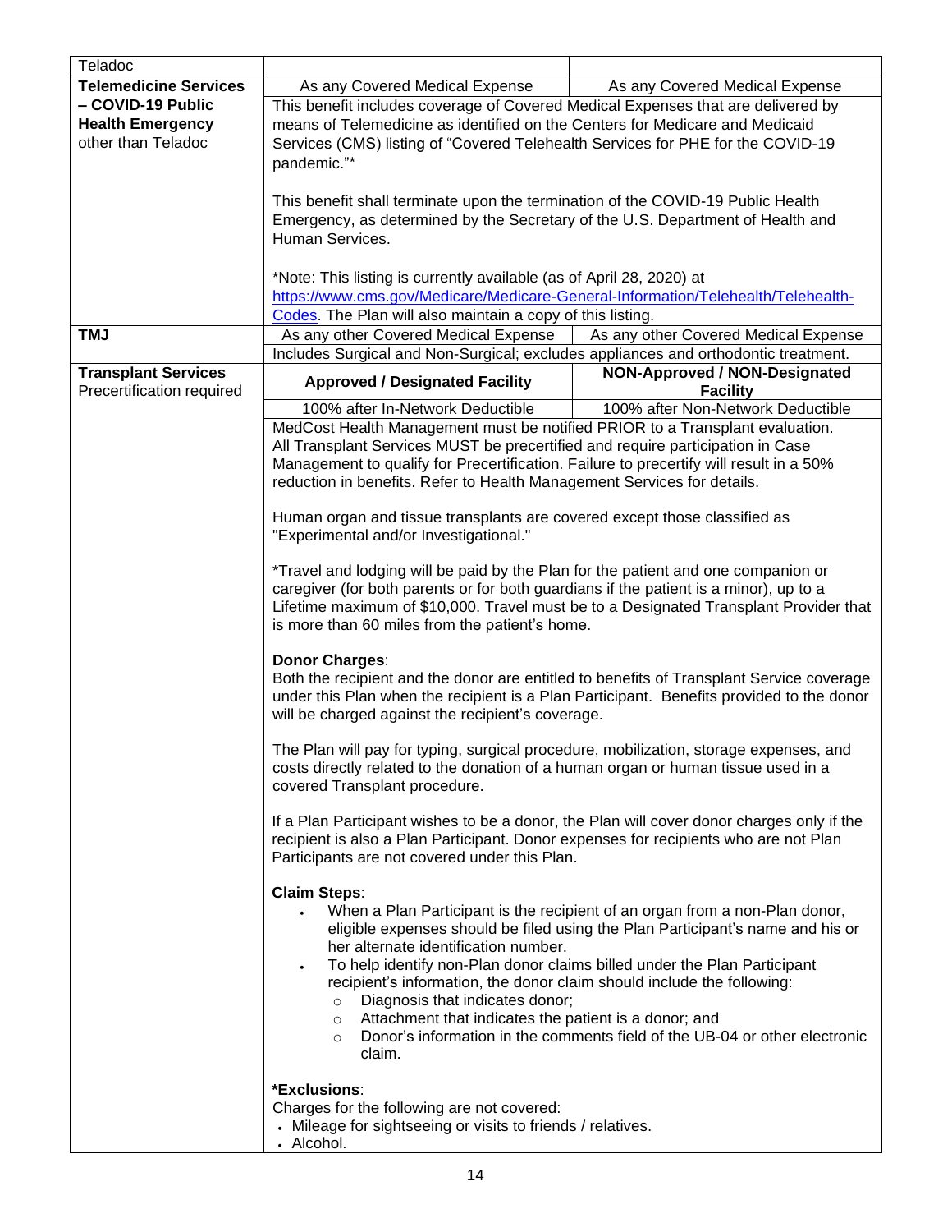| | | |
|---|---|---|
| Teladoc | | |
| **Telemedicine Services – COVID-19 Public Health Emergency** other than Teladoc | As any Covered Medical Expense | As any Covered Medical Expense |
| | This benefit includes coverage of Covered Medical Expenses that are delivered by means of Telemedicine as identified on the Centers for Medicare and Medicaid Services (CMS) listing of "Covered Telehealth Services for PHE for the COVID-19 pandemic."*<br><br>This benefit shall terminate upon the termination of the COVID-19 Public Health Emergency, as determined by the Secretary of the U.S. Department of Health and Human Services.<br><br>*Note: This listing is currently available (as of April 28, 2020) at [https://www.cms.gov/Medicare/Medicare-General-Information/Telehealth/Telehealth-Codes](https://www.cms.gov/Medicare/Medicare-General-Information/Telehealth/Telehealth-Codes). The Plan will also maintain a copy of this listing. | |
| **TMJ** | As any other Covered Medical Expense | As any other Covered Medical Expense |
| | Includes Surgical and Non-Surgical; excludes appliances and orthodontic treatment. | |
| **Transplant Services** Precertification required | **Approved / Designated Facility** | **NON-Approved / NON-Designated Facility** |
| | 100% after In-Network Deductible | 100% after Non-Network Deductible |
| | MedCost Health Management must be notified PRIOR to a Transplant evaluation. All Transplant Services MUST be precertified and require participation in Case Management to qualify for Precertification. Failure to precertify will result in a 50% reduction in benefits. Refer to Health Management Services for details.<br><br>Human organ and tissue transplants are covered except those classified as "Experimental and/or Investigational."<br><br>*Travel and lodging will be paid by the Plan for the patient and one companion or caregiver (for both parents or for both guardians if the patient is a minor), up to a Lifetime maximum of $10,000. Travel must be to a Designated Transplant Provider that is more than 60 miles from the patient's home.<br><br>**Donor Charges**:<br>Both the recipient and the donor are entitled to benefits of Transplant Service coverage under this Plan when the recipient is a Plan Participant. Benefits provided to the donor will be charged against the recipient's coverage.<br><br>The Plan will pay for typing, surgical procedure, mobilization, storage expenses, and costs directly related to the donation of a human organ or human tissue used in a covered Transplant procedure.<br><br>If a Plan Participant wishes to be a donor, the Plan will cover donor charges only if the recipient is also a Plan Participant. Donor expenses for recipients who are not Plan Participants are not covered under this Plan.<br><br>**Claim Steps**:<br>• When a Plan Participant is the recipient of an organ from a non-Plan donor, eligible expenses should be filed using the Plan Participant's name and his or her alternate identification number.<br>• To help identify non-Plan donor claims billed under the Plan Participant recipient's information, the donor claim should include the following:<br>&nbsp;&nbsp;&nbsp;&nbsp;○ Diagnosis that indicates donor;<br>&nbsp;&nbsp;&nbsp;&nbsp;○ Attachment that indicates the patient is a donor; and<br>&nbsp;&nbsp;&nbsp;&nbsp;○ Donor's information in the comments field of the UB-04 or other electronic claim.<br><br>***Exclusions**:<br>Charges for the following are not covered:<br>• Mileage for sightseeing or visits to friends / relatives.<br>• Alcohol. | |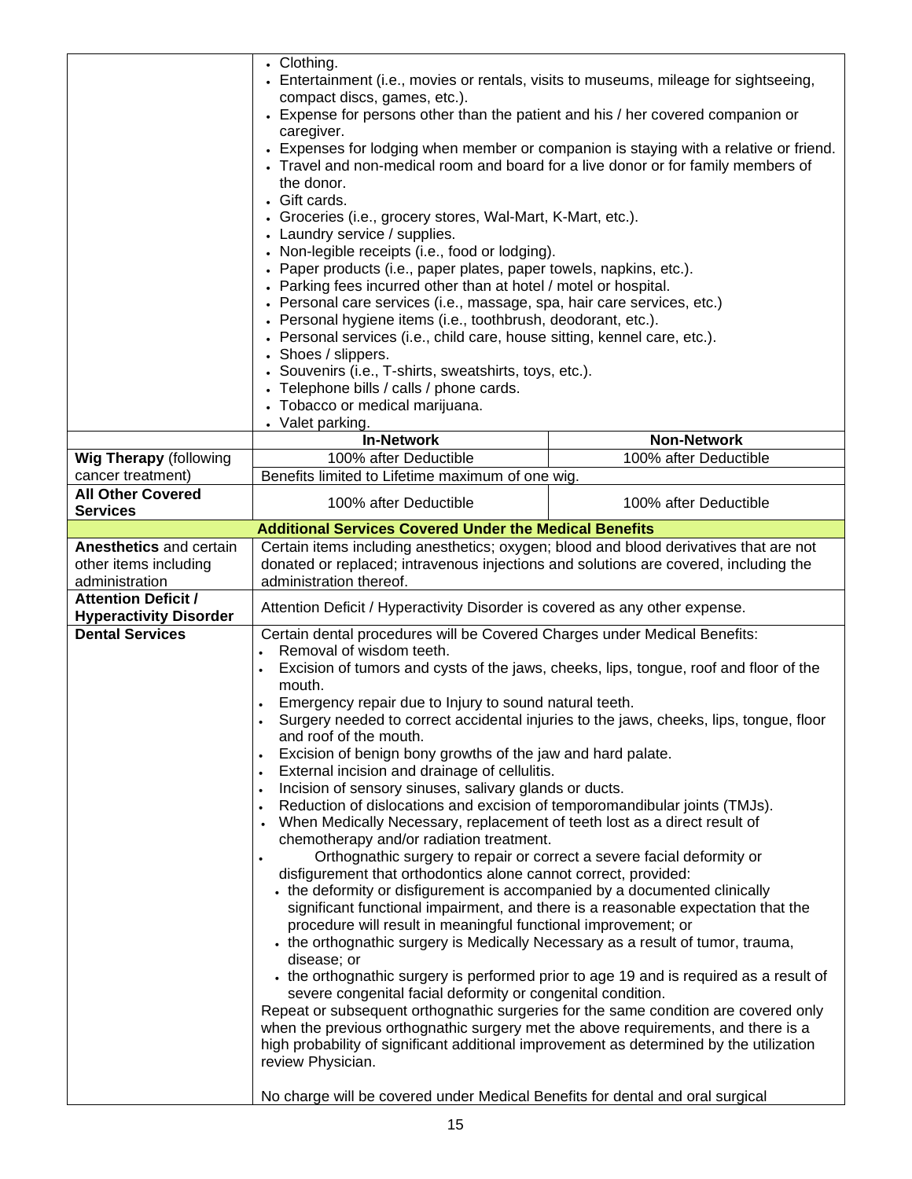| | | |
|---|---|---|
| | • Clothing.<br>• Entertainment (i.e., movies or rentals, visits to museums, mileage for sightseeing, compact discs, games, etc.).<br>• Expense for persons other than the patient and his / her covered companion or caregiver.<br>• Expenses for lodging when member or companion is staying with a relative or friend.<br>• Travel and non-medical room and board for a live donor or for family members of the donor.<br>• Gift cards.<br>• Groceries (i.e., grocery stores, Wal-Mart, K-Mart, etc.).<br>• Laundry service / supplies.<br>• Non-legible receipts (i.e., food or lodging).<br>• Paper products (i.e., paper plates, paper towels, napkins, etc.).<br>• Parking fees incurred other than at hotel / motel or hospital.<br>• Personal care services (i.e., massage, spa, hair care services, etc.)<br>• Personal hygiene items (i.e., toothbrush, deodorant, etc.).<br>• Personal services (i.e., child care, house sitting, kennel care, etc.).<br>• Shoes / slippers.<br>• Souvenirs (i.e., T-shirts, sweatshirts, toys, etc.).<br>• Telephone bills / calls / phone cards.<br>• Tobacco or medical marijuana.<br>• Valet parking. | |
| | **In-Network** | **Non-Network** |
| **Wig Therapy** (following cancer treatment) | 100% after Deductible | 100% after Deductible |
| | Benefits limited to Lifetime maximum of one wig. | |
| **All Other Covered Services** | 100% after Deductible | 100% after Deductible |
| | **Additional Services Covered Under the Medical Benefits** | |
| **Anesthetics** and certain other items including administration | Certain items including anesthetics; oxygen; blood and blood derivatives that are not donated or replaced; intravenous injections and solutions are covered, including the administration thereof. | |
| **Attention Deficit / Hyperactivity Disorder** | Attention Deficit / Hyperactivity Disorder is covered as any other expense. | |
| **Dental Services** | Certain dental procedures will be Covered Charges under Medical Benefits:<br>• Removal of wisdom teeth.<br>• Excision of tumors and cysts of the jaws, cheeks, lips, tongue, roof and floor of the mouth.<br>• Emergency repair due to Injury to sound natural teeth.<br>• Surgery needed to correct accidental injuries to the jaws, cheeks, lips, tongue, floor and roof of the mouth.<br>• Excision of benign bony growths of the jaw and hard palate.<br>• External incision and drainage of cellulitis.<br>• Incision of sensory sinuses, salivary glands or ducts.<br>• Reduction of dislocations and excision of temporomandibular joints (TMJs).<br>• When Medically Necessary, replacement of teeth lost as a direct result of chemotherapy and/or radiation treatment.<br>• Orthognathic surgery to repair or correct a severe facial deformity or disfigurement that orthodontics alone cannot correct, provided:<br>&nbsp;&nbsp;• the deformity or disfigurement is accompanied by a documented clinically significant functional impairment, and there is a reasonable expectation that the procedure will result in meaningful functional improvement; or<br>&nbsp;&nbsp;• the orthognathic surgery is Medically Necessary as a result of tumor, trauma, disease; or<br>&nbsp;&nbsp;• the orthognathic surgery is performed prior to age 19 and is required as a result of severe congenital facial deformity or congenital condition.<br>Repeat or subsequent orthognathic surgeries for the same condition are covered only when the previous orthognathic surgery met the above requirements, and there is a high probability of significant additional improvement as determined by the utilization review Physician.<br><br>No charge will be covered under Medical Benefits for dental and oral surgical | |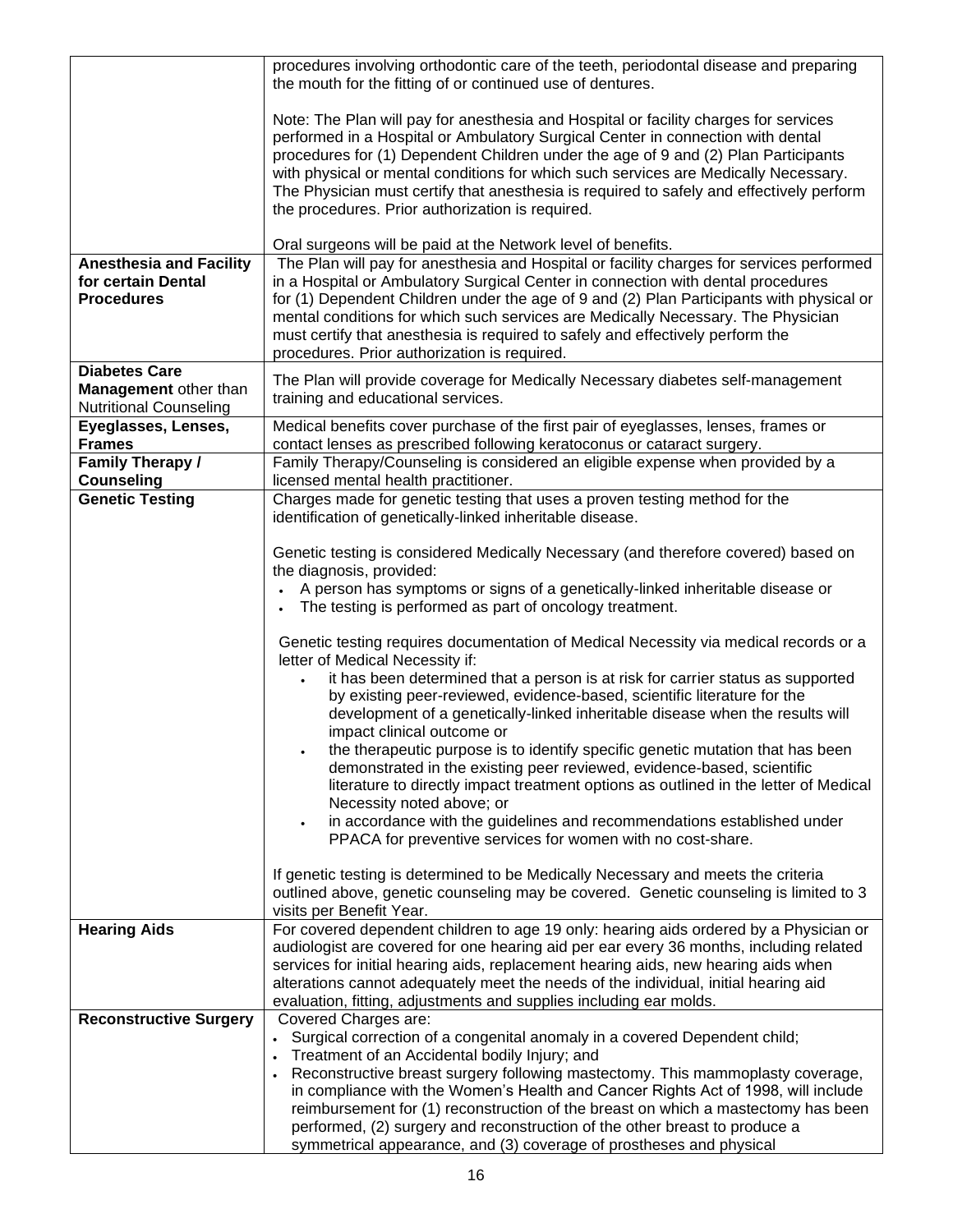| | |
|---|---|
| | procedures involving orthodontic care of the teeth, periodontal disease and preparing the mouth for the fitting of or continued use of dentures.<br><br>Note: The Plan will pay for anesthesia and Hospital or facility charges for services performed in a Hospital or Ambulatory Surgical Center in connection with dental procedures for (1) Dependent Children under the age of 9 and (2) Plan Participants with physical or mental conditions for which such services are Medically Necessary. The Physician must certify that anesthesia is required to safely and effectively perform the procedures. Prior authorization is required.<br><br>Oral surgeons will be paid at the Network level of benefits. |
| **Anesthesia and Facility for certain Dental Procedures** | The Plan will pay for anesthesia and Hospital or facility charges for services performed in a Hospital or Ambulatory Surgical Center in connection with dental procedures for (1) Dependent Children under the age of 9 and (2) Plan Participants with physical or mental conditions for which such services are Medically Necessary. The Physician must certify that anesthesia is required to safely and effectively perform the procedures. Prior authorization is required. |
| **Diabetes Care Management** other than Nutritional Counseling | The Plan will provide coverage for Medically Necessary diabetes self-management training and educational services. |
| **Eyeglasses, Lenses, Frames** | Medical benefits cover purchase of the first pair of eyeglasses, lenses, frames or contact lenses as prescribed following keratoconus or cataract surgery. |
| **Family Therapy / Counseling** | Family Therapy/Counseling is considered an eligible expense when provided by a licensed mental health practitioner. |
| **Genetic Testing** | Charges made for genetic testing that uses a proven testing method for the identification of genetically-linked inheritable disease.<br><br>Genetic testing is considered Medically Necessary (and therefore covered) based on the diagnosis, provided:<br>• A person has symptoms or signs of a genetically-linked inheritable disease or<br>• The testing is performed as part of oncology treatment.<br><br>Genetic testing requires documentation of Medical Necessity via medical records or a letter of Medical Necessity if:<br>• it has been determined that a person is at risk for carrier status as supported by existing peer-reviewed, evidence-based, scientific literature for the development of a genetically-linked inheritable disease when the results will impact clinical outcome or<br>• the therapeutic purpose is to identify specific genetic mutation that has been demonstrated in the existing peer reviewed, evidence-based, scientific literature to directly impact treatment options as outlined in the letter of Medical Necessity noted above; or<br>• in accordance with the guidelines and recommendations established under PPACA for preventive services for women with no cost-share.<br><br>If genetic testing is determined to be Medically Necessary and meets the criteria outlined above, genetic counseling may be covered. Genetic counseling is limited to 3 visits per Benefit Year. |
| **Hearing Aids** | For covered dependent children to age 19 only: hearing aids ordered by a Physician or audiologist are covered for one hearing aid per ear every 36 months, including related services for initial hearing aids, replacement hearing aids, new hearing aids when alterations cannot adequately meet the needs of the individual, initial hearing aid evaluation, fitting, adjustments and supplies including ear molds. |
| **Reconstructive Surgery** | Covered Charges are:<br>• Surgical correction of a congenital anomaly in a covered Dependent child;<br>• Treatment of an Accidental bodily Injury; and<br>• Reconstructive breast surgery following mastectomy. This mammoplasty coverage, in compliance with the Women's Health and Cancer Rights Act of 1998, will include reimbursement for (1) reconstruction of the breast on which a mastectomy has been performed, (2) surgery and reconstruction of the other breast to produce a symmetrical appearance, and (3) coverage of prostheses and physical |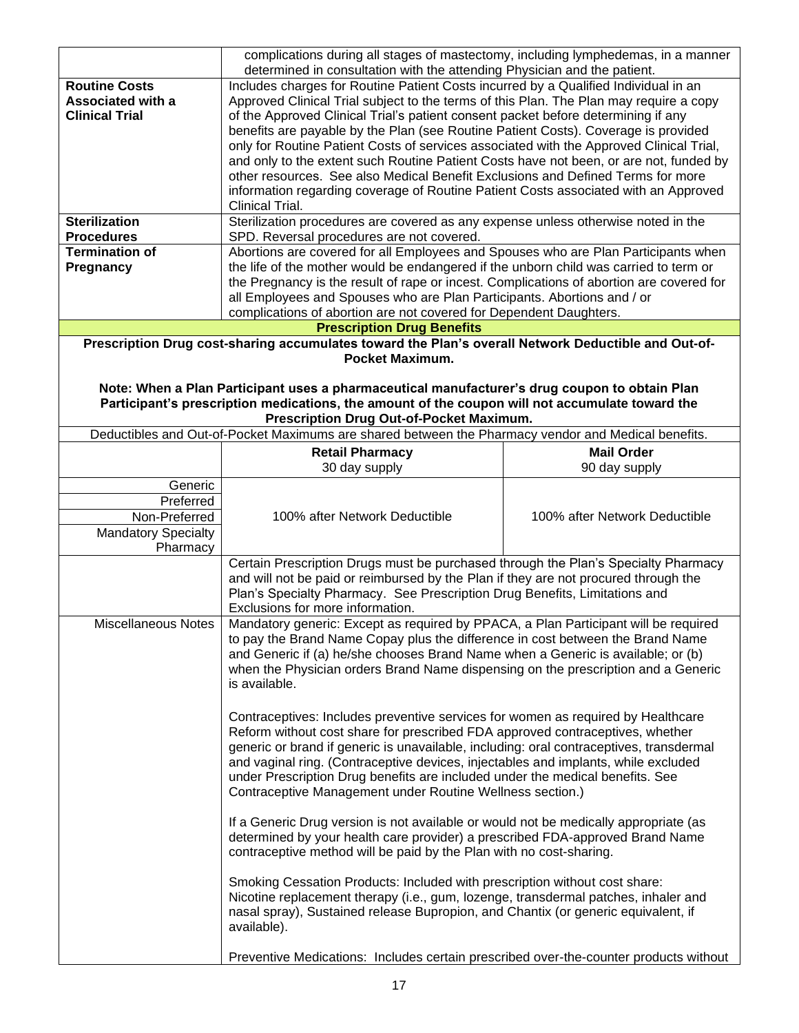| | | |
|---|---|---|
| | complications during all stages of mastectomy, including lymphedemas, in a manner determined in consultation with the attending Physician and the patient. | |
| **Routine Costs Associated with a Clinical Trial** | Includes charges for Routine Patient Costs incurred by a Qualified Individual in an Approved Clinical Trial subject to the terms of this Plan. The Plan may require a copy of the Approved Clinical Trial's patient consent packet before determining if any benefits are payable by the Plan (see Routine Patient Costs). Coverage is provided only for Routine Patient Costs of services associated with the Approved Clinical Trial, and only to the extent such Routine Patient Costs have not been, or are not, funded by other resources. See also Medical Benefit Exclusions and Defined Terms for more information regarding coverage of Routine Patient Costs associated with an Approved Clinical Trial. | |
| **Sterilization Procedures** | Sterilization procedures are covered as any expense unless otherwise noted in the SPD. Reversal procedures are not covered. | |
| **Termination of Pregnancy** | Abortions are covered for all Employees and Spouses who are Plan Participants when the life of the mother would be endangered if the unborn child was carried to term or the Pregnancy is the result of rape or incest. Complications of abortion are covered for all Employees and Spouses who are Plan Participants. Abortions and / or complications of abortion are not covered for Dependent Daughters. | |
| **Prescription Drug Benefits** | | |
| **Prescription Drug cost-sharing accumulates toward the Plan's overall Network Deductible and Out-of-Pocket Maximum.**<br><br>**Note: When a Plan Participant uses a pharmaceutical manufacturer's drug coupon to obtain Plan Participant's prescription medications, the amount of the coupon will not accumulate toward the Prescription Drug Out-of-Pocket Maximum.** | | |
| Deductibles and Out-of-Pocket Maximums are shared between the Pharmacy vendor and Medical benefits. | | |
| | **Retail Pharmacy**<br>30 day supply | **Mail Order**<br>90 day supply |
| Generic<br>Preferred<br>Non-Preferred<br>Mandatory Specialty Pharmacy | 100% after Network Deductible | 100% after Network Deductible |
| | Certain Prescription Drugs must be purchased through the Plan's Specialty Pharmacy and will not be paid or reimbursed by the Plan if they are not procured through the Plan's Specialty Pharmacy. See Prescription Drug Benefits, Limitations and Exclusions for more information. | |
| Miscellaneous Notes | Mandatory generic: Except as required by PPACA, a Plan Participant will be required to pay the Brand Name Copay plus the difference in cost between the Brand Name and Generic if (a) he/she chooses Brand Name when a Generic is available; or (b) when the Physician orders Brand Name dispensing on the prescription and a Generic is available.<br><br>Contraceptives: Includes preventive services for women as required by Healthcare Reform without cost share for prescribed FDA approved contraceptives, whether generic or brand if generic is unavailable, including: oral contraceptives, transdermal and vaginal ring. (Contraceptive devices, injectables and implants, while excluded under Prescription Drug benefits are included under the medical benefits. See Contraceptive Management under Routine Wellness section.)<br><br>If a Generic Drug version is not available or would not be medically appropriate (as determined by your health care provider) a prescribed FDA-approved Brand Name contraceptive method will be paid by the Plan with no cost-sharing.<br><br>Smoking Cessation Products: Included with prescription without cost share: Nicotine replacement therapy (i.e., gum, lozenge, transdermal patches, inhaler and nasal spray), Sustained release Bupropion, and Chantix (or generic equivalent, if available).<br><br>Preventive Medications: Includes certain prescribed over-the-counter products without | |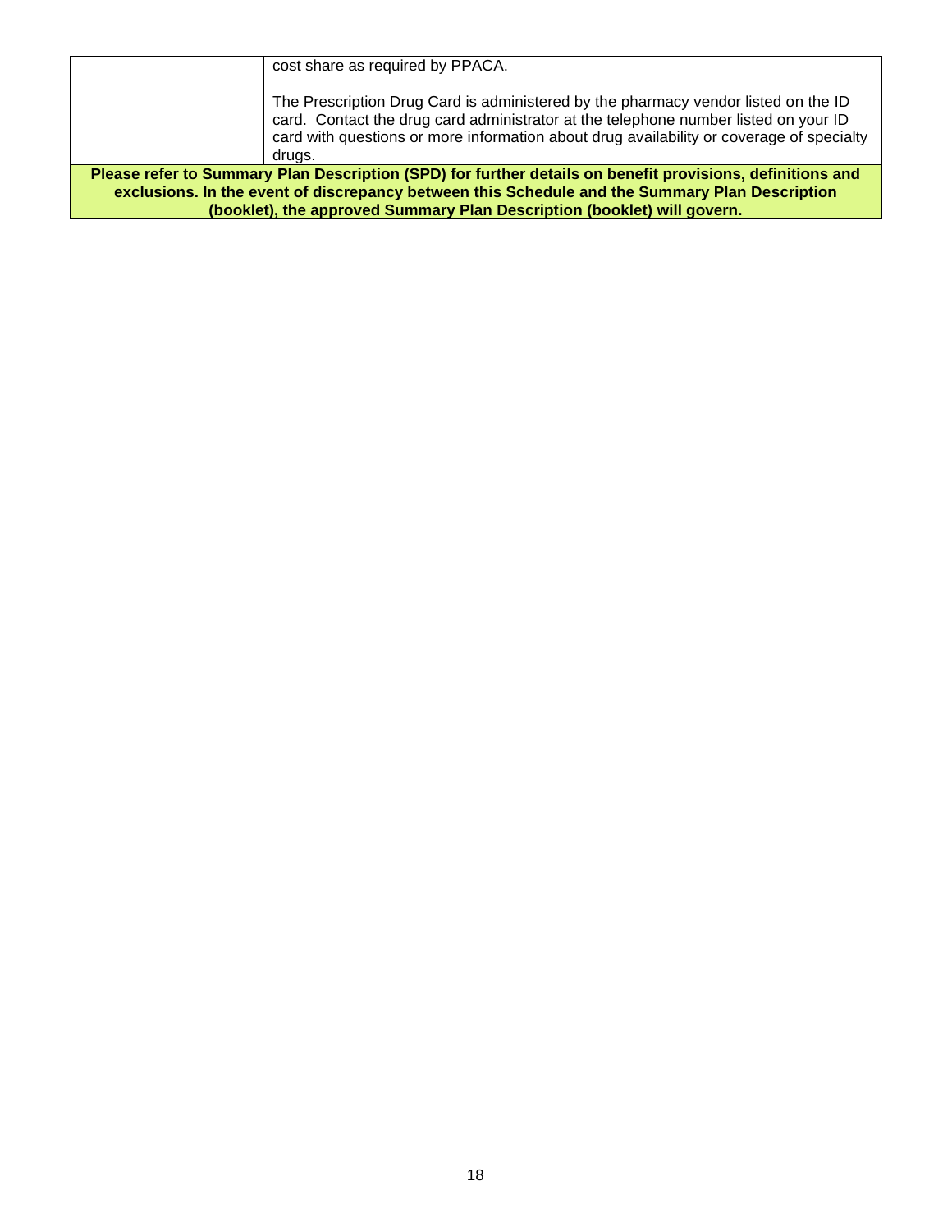| | |
|---|---|
| | cost share as required by PPACA.<br><br>The Prescription Drug Card is administered by the pharmacy vendor listed on the ID card. Contact the drug card administrator at the telephone number listed on your ID card with questions or more information about drug availability or coverage of specialty drugs. |
| **Please refer to Summary Plan Description (SPD) for further details on benefit provisions, definitions and exclusions. In the event of discrepancy between this Schedule and the Summary Plan Description (booklet), the approved Summary Plan Description (booklet) will govern.** | |